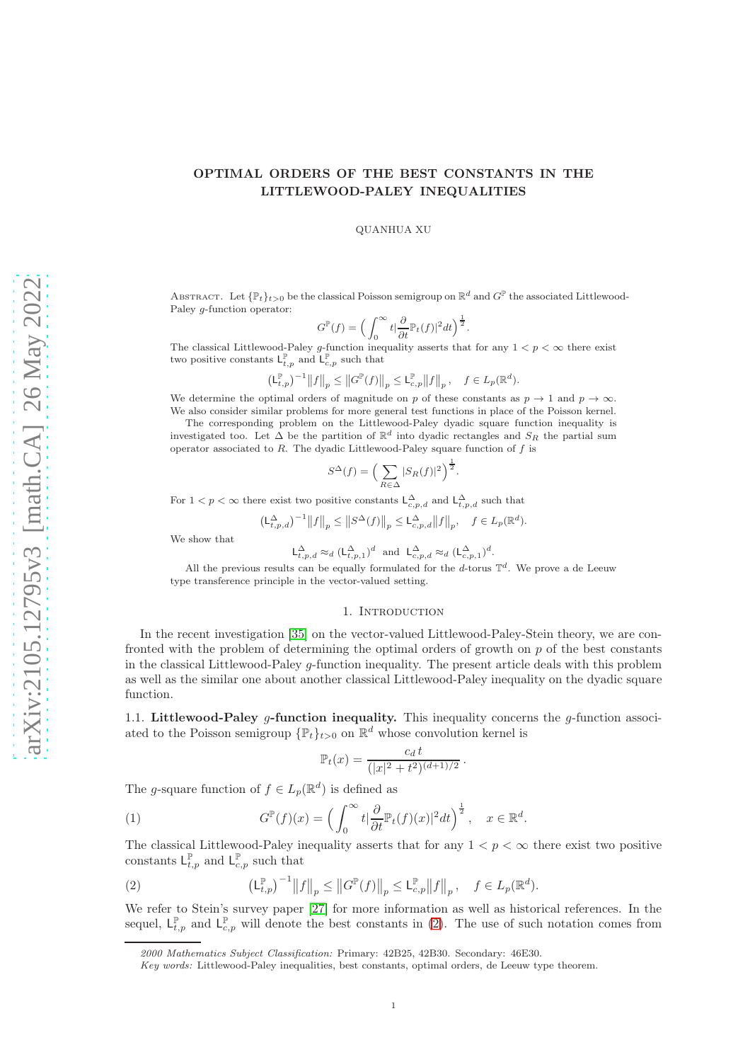# OPTIMAL ORDERS OF THE BEST CONSTANTS IN THE LITTLEWOOD-PALEY INEQUALITIES

QUANHUA XU

Abstract. Let $\{\mathbb{P}_t\}_{t>0}$ be the classical Poisson semigroup on $\mathbb{R}^d$ and $G^{\mathbb{P}}$ the associated Littlewood-Paley $g$-function operator:

$$G^{\mathbb{P}}(f) = \Big(\int_0^\infty t\big|\frac{\partial}{\partial t}\mathbb{P}_t(f)\big|^2 dt\Big)^{\frac12}.$$

The classical Littlewood-Paley $g$-function inequality asserts that for any $1<p<\infty$ there exist two positive constants $\mathsf{L}^{\mathbb{P}}_{t,p}$ and $\mathsf{L}^{\mathbb{P}}_{c,p}$ such that

$$\big(\mathsf{L}^{\mathbb{P}}_{t,p}\big)^{-1}\big\|f\big\|_p \le \big\|G^{\mathbb{P}}(f)\big\|_p \le \mathsf{L}^{\mathbb{P}}_{c,p}\big\|f\big\|_p\,,\quad f\in L_p(\mathbb{R}^d).$$

We determine the optimal orders of magnitude on $p$ of these constants as $p\to 1$ and $p\to\infty$. We also consider similar problems for more general test functions in place of the Poisson kernel.

The corresponding problem on the Littlewood-Paley dyadic square function inequality is investigated too. Let $\Delta$ be the partition of $\mathbb{R}^d$ into dyadic rectangles and $S_R$ the partial sum operator associated to $R$. The dyadic Littlewood-Paley square function of $f$ is

$$S^{\Delta}(f) = \Big(\sum_{R\in\Delta}|S_R(f)|^2\Big)^{\frac12}.$$

For $1<p<\infty$ there exist two positive constants $\mathsf{L}^{\Delta}_{c,p,d}$ and $\mathsf{L}^{\Delta}_{t,p,d}$ such that

$$\big(\mathsf{L}^{\Delta}_{t,p,d}\big)^{-1}\big\|f\big\|_p \le \big\|S^{\Delta}(f)\big\|_p \le \mathsf{L}^{\Delta}_{c,p,d}\big\|f\big\|_p,\quad f\in L_p(\mathbb{R}^d).$$

We show that

$$\mathsf{L}^{\Delta}_{t,p,d}\approx_d \big(\mathsf{L}^{\Delta}_{t,p,1}\big)^d \ \text{ and }\ \mathsf{L}^{\Delta}_{c,p,d}\approx_d \big(\mathsf{L}^{\Delta}_{c,p,1}\big)^d.$$

All the previous results can be equally formulated for the $d$-torus $\mathbb{T}^d$. We prove a de Leeuw type transference principle in the vector-valued setting.

## 1. Introduction

In the recent investigation [35] on the vector-valued Littlewood-Paley-Stein theory, we are confronted with the problem of determining the optimal orders of growth on $p$ of the best constants in the classical Littlewood-Paley $g$-function inequality. The present article deals with this problem as well as the similar one about another classical Littlewood-Paley inequality on the dyadic square function.

### 1.1. Littlewood-Paley $g$-function inequality.

This inequality concerns the $g$-function associated to the Poisson semigroup $\{\mathbb{P}_t\}_{t>0}$ on $\mathbb{R}^d$ whose convolution kernel is

$$\mathbb{P}_t(x) = \frac{c_d\, t}{(|x|^2+t^2)^{(d+1)/2}}\,.$$

The $g$-square function of $f\in L_p(\mathbb{R}^d)$ is defined as

$$G^{\mathbb{P}}(f)(x) = \Big(\int_0^\infty t\big|\frac{\partial}{\partial t}\mathbb{P}_t(f)(x)\big|^2 dt\Big)^{\frac12},\quad x\in\mathbb{R}^d. \tag{1}$$

The classical Littlewood-Paley inequality asserts that for any $1<p<\infty$ there exist two positive constants $\mathsf{L}^{\mathbb{P}}_{t,p}$ and $\mathsf{L}^{\mathbb{P}}_{c,p}$ such that

$$\big(\mathsf{L}^{\mathbb{P}}_{t,p}\big)^{-1}\big\|f\big\|_p \le \big\|G^{\mathbb{P}}(f)\big\|_p \le \mathsf{L}^{\mathbb{P}}_{c,p}\big\|f\big\|_p\,,\quad f\in L_p(\mathbb{R}^d). \tag{2}$$

We refer to Stein's survey paper [27] for more information as well as historical references. In the sequel, $\mathsf{L}^{\mathbb{P}}_{t,p}$ and $\mathsf{L}^{\mathbb{P}}_{c,p}$ will denote the best constants in (2). The use of such notation comes from

---

*2000 Mathematics Subject Classification:* Primary: 42B25, 42B30. Secondary: 46E30.

*Key words:* Littlewood-Paley inequalities, best constants, optimal orders, de Leeuw type theorem.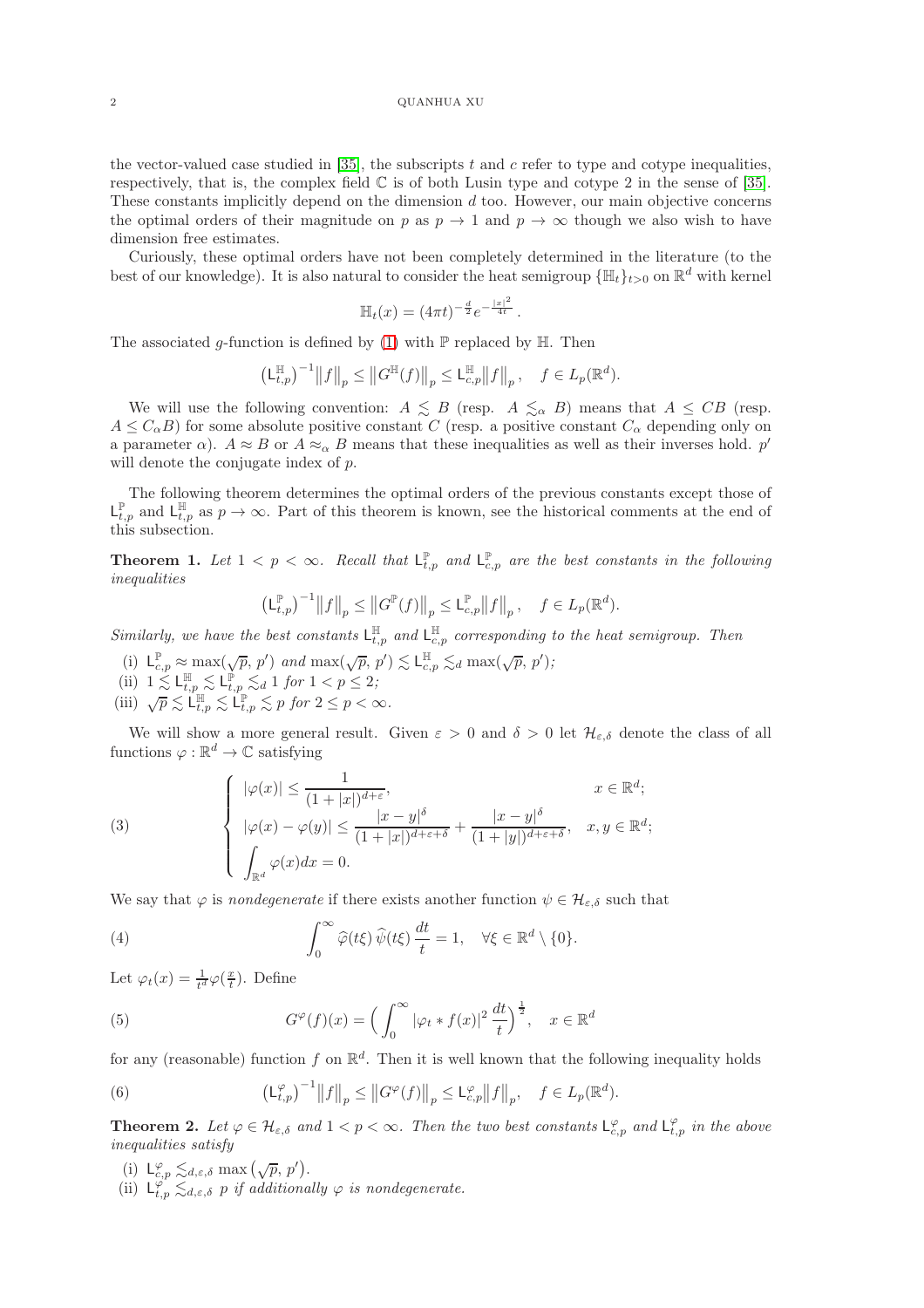the vector-valued case studied in [35], the subscripts $t$ and $c$ refer to type and cotype inequalities, respectively, that is, the complex field $\mathbb{C}$ is of both Lusin type and cotype 2 in the sense of [35]. These constants implicitly depend on the dimension $d$ too. However, our main objective concerns the optimal orders of their magnitude on $p$ as $p \to 1$ and $p \to \infty$ though we also wish to have dimension free estimates.

Curiously, these optimal orders have not been completely determined in the literature (to the best of our knowledge). It is also natural to consider the heat semigroup $\{\mathbb{H}_t\}_{t>0}$ on $\mathbb{R}^d$ with kernel

$$\mathbb{H}_t(x) = (4\pi t)^{-\frac{d}{2}} e^{-\frac{|x|^2}{4t}}.$$

The associated $g$-function is defined by (1) with $\mathbb{P}$ replaced by $\mathbb{H}$. Then

$$\big(\mathsf{L}^{\mathbb{H}}_{t,p}\big)^{-1}\big\|f\big\|_p \le \big\|G^{\mathbb{H}}(f)\big\|_p \le \mathsf{L}^{\mathbb{H}}_{c,p}\big\|f\big\|_p\,, \quad f \in L_p(\mathbb{R}^d).$$

We will use the following convention: $A \lesssim B$ (resp. $A \lesssim_\alpha B$) means that $A \le CB$ (resp. $A \le C_\alpha B$) for some absolute positive constant $C$ (resp. a positive constant $C_\alpha$ depending only on a parameter $\alpha$). $A \approx B$ or $A \approx_\alpha B$ means that these inequalities as well as their inverses hold. $p'$ will denote the conjugate index of $p$.

The following theorem determines the optimal orders of the previous constants except those of $\mathsf{L}^{\mathbb{P}}_{t,p}$ and $\mathsf{L}^{\mathbb{H}}_{t,p}$ as $p \to \infty$. Part of this theorem is known, see the historical comments at the end of this subsection.

**Theorem 1.** *Let $1 < p < \infty$. Recall that $\mathsf{L}^{\mathbb{P}}_{t,p}$ and $\mathsf{L}^{\mathbb{P}}_{c,p}$ are the best constants in the following inequalities*

$$\big(\mathsf{L}^{\mathbb{P}}_{t,p}\big)^{-1}\big\|f\big\|_p \le \big\|G^{\mathbb{P}}(f)\big\|_p \le \mathsf{L}^{\mathbb{P}}_{c,p}\big\|f\big\|_p\,, \quad f \in L_p(\mathbb{R}^d).$$

*Similarly, we have the best constants $\mathsf{L}^{\mathbb{H}}_{t,p}$ and $\mathsf{L}^{\mathbb{H}}_{c,p}$ corresponding to the heat semigroup. Then*

(i) $\mathsf{L}^{\mathbb{P}}_{c,p} \approx \max(\sqrt{p},\, p')$ *and* $\max(\sqrt{p},\, p') \lesssim \mathsf{L}^{\mathbb{H}}_{c,p} \lesssim_d \max(\sqrt{p},\, p')$*;*

(ii) $1 \lesssim \mathsf{L}^{\mathbb{H}}_{t,p} \lesssim \mathsf{L}^{\mathbb{P}}_{t,p} \lesssim_d 1$ *for* $1 < p \le 2$*;*

(iii) $\sqrt{p} \lesssim \mathsf{L}^{\mathbb{H}}_{t,p} \lesssim \mathsf{L}^{\mathbb{P}}_{t,p} \lesssim p$ *for* $2 \le p < \infty$.

We will show a more general result. Given $\varepsilon > 0$ and $\delta > 0$ let $\mathcal{H}_{\varepsilon,\delta}$ denote the class of all functions $\varphi : \mathbb{R}^d \to \mathbb{C}$ satisfying

$$\left\{\begin{array}{ll} |\varphi(x)| \le \dfrac{1}{(1+|x|)^{d+\varepsilon}}, & x \in \mathbb{R}^d; \\[2mm] |\varphi(x) - \varphi(y)| \le \dfrac{|x-y|^\delta}{(1+|x|)^{d+\varepsilon+\delta}} + \dfrac{|x-y|^\delta}{(1+|y|)^{d+\varepsilon+\delta}}, & x, y \in \mathbb{R}^d; \\[2mm] \displaystyle\int_{\mathbb{R}^d} \varphi(x)dx = 0. & \end{array}\right. \tag{3}$$

We say that $\varphi$ is *nondegenerate* if there exists another function $\psi \in \mathcal{H}_{\varepsilon,\delta}$ such that

$$\int_0^\infty \widehat{\varphi}(t\xi)\,\widehat{\psi}(t\xi)\,\frac{dt}{t} = 1, \quad \forall \xi \in \mathbb{R}^d \setminus \{0\}. \tag{4}$$

Let $\varphi_t(x) = \frac{1}{t^d}\varphi(\frac{x}{t})$. Define

$$G^\varphi(f)(x) = \Big(\int_0^\infty |\varphi_t * f(x)|^2\,\frac{dt}{t}\Big)^{\frac{1}{2}}, \quad x \in \mathbb{R}^d \tag{5}$$

for any (reasonable) function $f$ on $\mathbb{R}^d$. Then it is well known that the following inequality holds

$$\big(\mathsf{L}^{\varphi}_{t,p}\big)^{-1}\big\|f\big\|_p \le \big\|G^{\varphi}(f)\big\|_p \le \mathsf{L}^{\varphi}_{c,p}\big\|f\big\|_p, \quad f \in L_p(\mathbb{R}^d). \tag{6}$$

**Theorem 2.** *Let $\varphi \in \mathcal{H}_{\varepsilon,\delta}$ and $1 < p < \infty$. Then the two best constants $\mathsf{L}^{\varphi}_{c,p}$ and $\mathsf{L}^{\varphi}_{t,p}$ in the above inequalities satisfy*

(i) $\mathsf{L}^{\varphi}_{c,p} \lesssim_{d,\varepsilon,\delta} \max\big(\sqrt{p},\, p'\big)$.

(ii) $\mathsf{L}^{\varphi}_{t,p} \lesssim_{d,\varepsilon,\delta} p$ *if additionally $\varphi$ is nondegenerate.*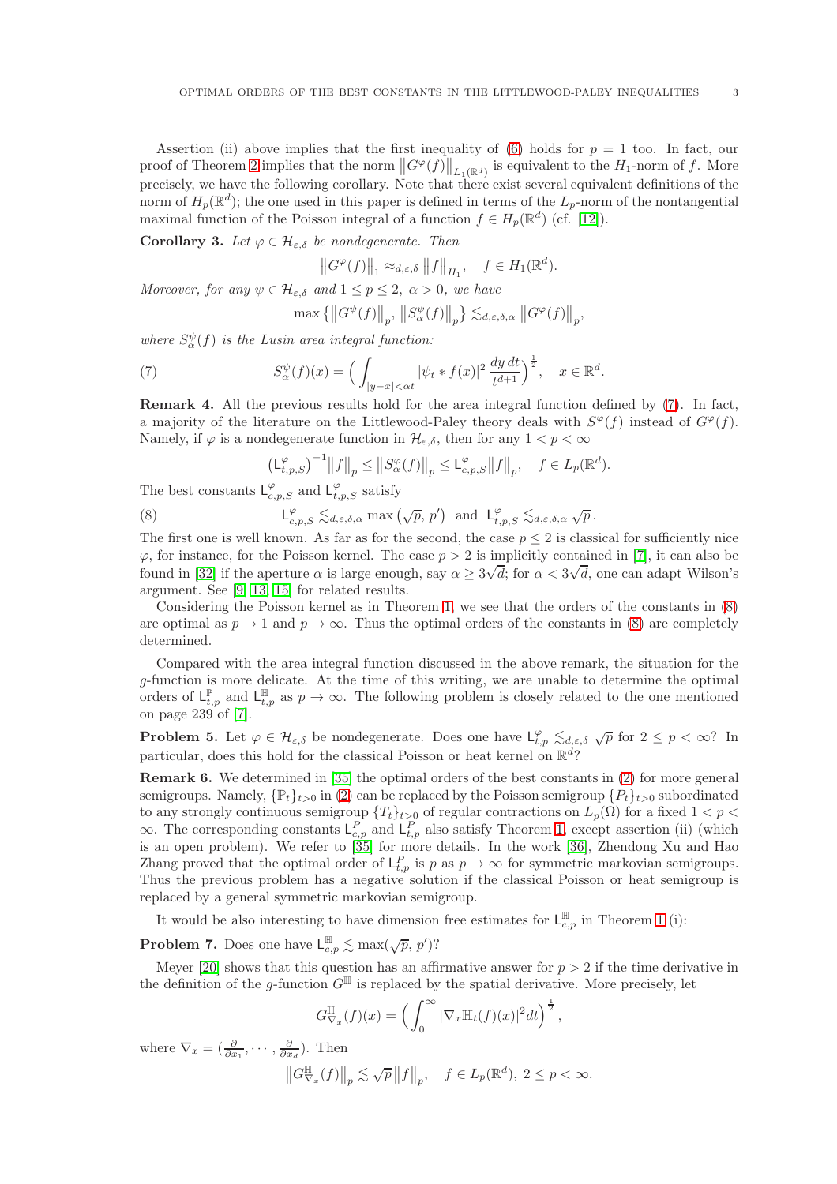Assertion (ii) above implies that the first inequality of (6) holds for $p = 1$ too. In fact, our proof of Theorem 2 implies that the norm $\big\|G^\varphi(f)\big\|_{L_1(\mathbb{R}^d)}$ is equivalent to the $H_1$-norm of $f$. More precisely, we have the following corollary. Note that there exist several equivalent definitions of the norm of $H_p(\mathbb{R}^d)$; the one used in this paper is defined in terms of the $L_p$-norm of the nontangential maximal function of the Poisson integral of a function $f \in H_p(\mathbb{R}^d)$ (cf. [12]).

**Corollary 3.** *Let $\varphi \in \mathcal{H}_{\varepsilon,\delta}$ be nondegenerate. Then*

$$\big\|G^\varphi(f)\big\|_1 \approx_{d,\varepsilon,\delta} \big\|f\big\|_{H_1}, \quad f \in H_1(\mathbb{R}^d).$$

*Moreover, for any $\psi \in \mathcal{H}_{\varepsilon,\delta}$ and $1 \le p \le 2$, $\alpha > 0$, we have*

$$\max\left\{\big\|G^\psi(f)\big\|_p,\, \big\|S^\psi_\alpha(f)\big\|_p\right\} \lesssim_{d,\varepsilon,\delta,\alpha} \big\|G^\varphi(f)\big\|_p,$$

*where $S^\psi_\alpha(f)$ is the Lusin area integral function:*

$$S^\psi_\alpha(f)(x) = \Big(\int_{|y-x|<\alpha t} |\psi_t * f(x)|^2\,\frac{dy\,dt}{t^{d+1}}\Big)^{\frac{1}{2}}, \quad x \in \mathbb{R}^d. \tag{7}$$

**Remark 4.** All the previous results hold for the area integral function defined by (7). In fact, a majority of the literature on the Littlewood-Paley theory deals with $S^\varphi(f)$ instead of $G^\varphi(f)$. Namely, if $\varphi$ is a nondegenerate function in $\mathcal{H}_{\varepsilon,\delta}$, then for any $1 < p < \infty$

$$\big(\mathsf{L}^\varphi_{t,p,S}\big)^{-1}\big\|f\big\|_p \le \big\|S^\varphi_\alpha(f)\big\|_p \le \mathsf{L}^\varphi_{c,p,S}\big\|f\big\|_p, \quad f \in L_p(\mathbb{R}^d).$$

The best constants $\mathsf{L}^\varphi_{c,p,S}$ and $\mathsf{L}^\varphi_{t,p,S}$ satisfy

$$\mathsf{L}^\varphi_{c,p,S} \lesssim_{d,\varepsilon,\delta,\alpha} \max\big(\sqrt{p},\, p'\big) \;\text{ and }\; \mathsf{L}^\varphi_{t,p,S} \lesssim_{d,\varepsilon,\delta,\alpha} \sqrt{p}\,. \tag{8}$$

The first one is well known. As far as for the second, the case $p \le 2$ is classical for sufficiently nice $\varphi$, for instance, for the Poisson kernel. The case $p > 2$ is implicitly contained in [7], it can also be found in [32] if the aperture $\alpha$ is large enough, say $\alpha \ge 3\sqrt{d}$; for $\alpha < 3\sqrt{d}$, one can adapt Wilson's argument. See [9, 13, 15] for related results.

Considering the Poisson kernel as in Theorem 1, we see that the orders of the constants in (8) are optimal as $p \to 1$ and $p \to \infty$. Thus the optimal orders of the constants in (8) are completely determined.

Compared with the area integral function discussed in the above remark, the situation for the $g$-function is more delicate. At the time of this writing, we are unable to determine the optimal orders of $\mathsf{L}^{\mathbb{P}}_{t,p}$ and $\mathsf{L}^{\mathbb{H}}_{t,p}$ as $p \to \infty$. The following problem is closely related to the one mentioned on page 239 of [7].

**Problem 5.** Let $\varphi \in \mathcal{H}_{\varepsilon,\delta}$ be nondegenerate. Does one have $\mathsf{L}^\varphi_{t,p} \lesssim_{d,\varepsilon,\delta} \sqrt{p}$ for $2 \le p < \infty$? In particular, does this hold for the classical Poisson or heat kernel on $\mathbb{R}^d$?

**Remark 6.** We determined in [35] the optimal orders of the best constants in (2) for more general semigroups. Namely, $\{\mathbb{P}_t\}_{t>0}$ in (2) can be replaced by the Poisson semigroup $\{P_t\}_{t>0}$ subordinated to any strongly continuous semigroup $\{T_t\}_{t>0}$ of regular contractions on $L_p(\Omega)$ for a fixed $1 < p < \infty$. The corresponding constants $\mathsf{L}^P_{c,p}$ and $\mathsf{L}^P_{t,p}$ also satisfy Theorem 1, except assertion (ii) (which is an open problem). We refer to [35] for more details. In the work [36], Zhendong Xu and Hao Zhang proved that the optimal order of $\mathsf{L}^P_{t,p}$ is $p$ as $p \to \infty$ for symmetric markovian semigroups. Thus the previous problem has a negative solution if the classical Poisson or heat semigroup is replaced by a general symmetric markovian semigroup.

It would be also interesting to have dimension free estimates for $\mathsf{L}^{\mathbb{H}}_{c,p}$ in Theorem 1 (i):

**Problem 7.** Does one have $\mathsf{L}^{\mathbb{H}}_{c,p} \lesssim \max(\sqrt{p},\, p')$?

Meyer [20] shows that this question has an affirmative answer for $p > 2$ if the time derivative in the definition of the $g$-function $G^{\mathbb{H}}$ is replaced by the spatial derivative. More precisely, let

$$G^{\mathbb{H}}_{\nabla_x}(f)(x) = \Big(\int_0^\infty |\nabla_x \mathbb{H}_t(f)(x)|^2 dt\Big)^{\frac{1}{2}},$$

where $\nabla_x = (\frac{\partial}{\partial x_1}, \cdots, \frac{\partial}{\partial x_d})$. Then

$$\big\|G^{\mathbb{H}}_{\nabla_x}(f)\big\|_p \lesssim \sqrt{p}\,\big\|f\big\|_p, \quad f \in L_p(\mathbb{R}^d),\ 2 \le p < \infty.$$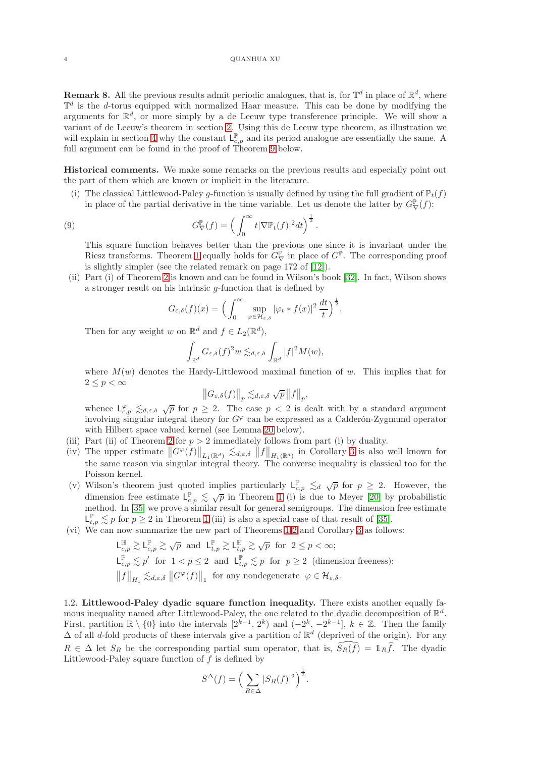**Remark 8.** All the previous results admit periodic analogues, that is, for $\mathbb{T}^d$ in place of $\mathbb{R}^d$, where $\mathbb{T}^d$ is the $d$-torus equipped with normalized Haar measure. This can be done by modifying the arguments for $\mathbb{R}^d$, or more simply by a de Leeuw type transference principle. We will show a variant of de Leeuw's theorem in section 2. Using this de Leeuw type theorem, as illustration we will explain in section 4 why the constant $\mathsf{L}^{\mathbb{P}}_{c,p}$ and its period analogue are essentially the same. A full argument can be found in the proof of Theorem 9 below.

**Historical comments.** We make some remarks on the previous results and especially point out the part of them which are known or implicit in the literature.

(i) The classical Littlewood-Paley $g$-function is usually defined by using the full gradient of $\mathbb{P}_t(f)$ in place of the partial derivative in the time variable. Let us denote the latter by $G^{\mathbb{P}}_{\nabla}(f)$:

$$G^{\mathbb{P}}_{\nabla}(f) = \Big(\int_0^\infty t|\nabla \mathbb{P}_t(f)|^2 dt\Big)^{\frac12}. \tag{9}$$

This square function behaves better than the previous one since it is invariant under the Riesz transforms. Theorem 1 equally holds for $G^{\mathbb{P}}_{\nabla}$ in place of $G^{\mathbb{P}}$. The corresponding proof is slightly simpler (see the related remark on page 172 of [12]).

(ii) Part (i) of Theorem 2 is known and can be found in Wilson's book [32]. In fact, Wilson shows a stronger result on his intrinsic $g$-function that is defined by

$$G_{\varepsilon,\delta}(f)(x) = \Big(\int_0^\infty \sup_{\varphi\in\mathcal{H}_{\varepsilon,\delta}} |\varphi_t * f(x)|^2\,\frac{dt}{t}\Big)^{\frac12}.$$

Then for any weight $w$ on $\mathbb{R}^d$ and $f\in L_2(\mathbb{R}^d)$,

$$\int_{\mathbb{R}^d} G_{\varepsilon,\delta}(f)^2 w \lesssim_{d,\varepsilon,\delta} \int_{\mathbb{R}^d} |f|^2 M(w),$$

where $M(w)$ denotes the Hardy-Littlewood maximal function of $w$. This implies that for $2\le p<\infty$

$$\big\|G_{\varepsilon,\delta}(f)\big\|_p \lesssim_{d,\varepsilon,\delta} \sqrt{p}\,\big\|f\big\|_p,$$

whence $\mathsf{L}^{\varphi}_{c,p} \lesssim_{d,\varepsilon,\delta} \sqrt{p}$ for $p\ge 2$. The case $p<2$ is dealt with by a standard argument involving singular integral theory for $G^{\varphi}$ can be expressed as a Calderón-Zygmund operator with Hilbert space valued kernel (see Lemma 20 below).

(iii) Part (ii) of Theorem 2 for $p>2$ immediately follows from part (i) by duality.

(iv) The upper estimate $\big\|G^{\varphi}(f)\big\|_{L_1(\mathbb{R}^d)} \lesssim_{d,\varepsilon,\delta} \big\|f\big\|_{H_1(\mathbb{R}^d)}$ in Corollary 3 is also well known for the same reason via singular integral theory. The converse inequality is classical too for the Poisson kernel.

(v) Wilson's theorem just quoted implies particularly $\mathsf{L}^{\mathbb{P}}_{c,p} \lesssim_d \sqrt{p}$ for $p\ge 2$. However, the dimension free estimate $\mathsf{L}^{\mathbb{P}}_{c,p} \lesssim \sqrt{p}$ in Theorem 1 (i) is due to Meyer [20] by probabilistic method. In [35] we prove a similar result for general semigroups. The dimension free estimate $\mathsf{L}^{\mathbb{P}}_{t,p} \lesssim p$ for $p\ge 2$ in Theorem 1 (iii) is also a special case of that result of [35].

(vi) We can now summarize the new part of Theorems 1, 2 and Corollary 3 as follows:

$$\mathsf{L}^{\mathbb{H}}_{c,p} \gtrsim \mathsf{L}^{\mathbb{P}}_{c,p} \gtrsim \sqrt{p} \ \text{ and } \ \mathsf{L}^{\mathbb{P}}_{t,p} \gtrsim \mathsf{L}^{\mathbb{H}}_{t,p} \gtrsim \sqrt{p} \ \text{ for } \ 2\le p<\infty;$$

$$\mathsf{L}^{\mathbb{P}}_{c,p} \lesssim p' \ \text{ for } \ 1<p\le 2 \ \text{ and } \ \mathsf{L}^{\mathbb{P}}_{t,p} \lesssim p \ \text{ for } \ p\ge 2 \ \text{(dimension freeness)};$$

$$\big\|f\big\|_{H_1} \lesssim_{d,\varepsilon,\delta} \big\|G^{\varphi}(f)\big\|_1 \ \text{ for any nondegenerate } \ \varphi\in\mathcal{H}_{\varepsilon,\delta}.$$

1.2. **Littlewood-Paley dyadic square function inequality.** There exists another equally famous inequality named after Littlewood-Paley, the one related to the dyadic decomposition of $\mathbb{R}^d$. First, partition $\mathbb{R}\setminus\{0\}$ into the intervals $[2^{k-1},\,2^k)$ and $(-2^k,\,-2^{k-1}]$, $k\in\mathbb{Z}$. Then the family $\Delta$ of all $d$-fold products of these intervals give a partition of $\mathbb{R}^d$ (deprived of the origin). For any $R\in\Delta$ let $S_R$ be the corresponding partial sum operator, that is, $\widehat{S_R(f)} = \mathbb{1}_R\widehat{f}$. The dyadic Littlewood-Paley square function of $f$ is defined by

$$S^{\Delta}(f) = \Big(\sum_{R\in\Delta} |S_R(f)|^2\Big)^{\frac12}.$$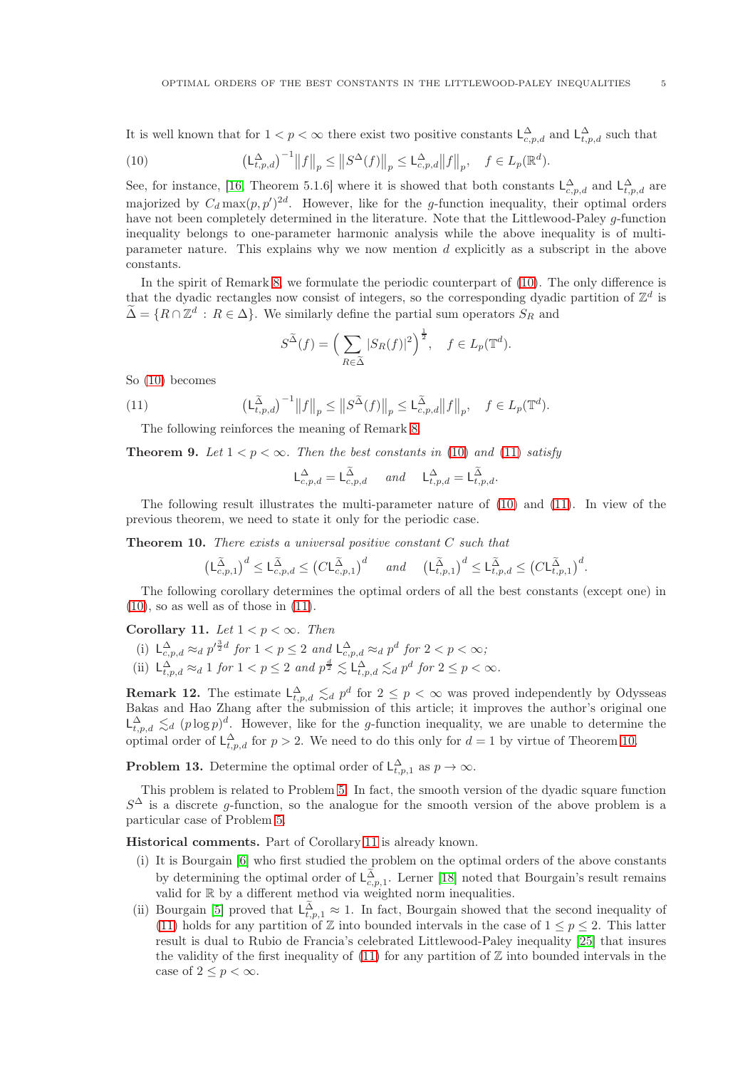It is well known that for $1 < p < \infty$ there exist two positive constants $\mathsf{L}^{\Delta}_{c,p,d}$ and $\mathsf{L}^{\Delta}_{t,p,d}$ such that

$$\big(\mathsf{L}^{\Delta}_{t,p,d}\big)^{-1}\big\|f\big\|_p \le \big\|S^{\Delta}(f)\big\|_p \le \mathsf{L}^{\Delta}_{c,p,d}\big\|f\big\|_p, \quad f\in L_p(\mathbb{R}^d). \tag{10}$$

See, for instance, [16, Theorem 5.1.6] where it is showed that both constants $\mathsf{L}^{\Delta}_{c,p,d}$ and $\mathsf{L}^{\Delta}_{t,p,d}$ are majorized by $C_d\max(p,p')^{2d}$. However, like for the $g$-function inequality, their optimal orders have not been completely determined in the literature. Note that the Littlewood-Paley $g$-function inequality belongs to one-parameter harmonic analysis while the above inequality is of multi-parameter nature. This explains why we now mention $d$ explicitly as a subscript in the above constants.

In the spirit of Remark 8, we formulate the periodic counterpart of (10). The only difference is that the dyadic rectangles now consist of integers, so the corresponding dyadic partition of $\mathbb{Z}^d$ is $\widetilde{\Delta} = \{R\cap\mathbb{Z}^d : R\in\Delta\}$. We similarly define the partial sum operators $S_R$ and

$$S^{\widetilde{\Delta}}(f) = \Big(\sum_{R\in\widetilde{\Delta}}|S_R(f)|^2\Big)^{\frac12}, \quad f\in L_p(\mathbb{T}^d).$$

So (10) becomes

$$\big(\mathsf{L}^{\widetilde{\Delta}}_{t,p,d}\big)^{-1}\big\|f\big\|_p \le \big\|S^{\widetilde{\Delta}}(f)\big\|_p \le \mathsf{L}^{\widetilde{\Delta}}_{c,p,d}\big\|f\big\|_p, \quad f\in L_p(\mathbb{T}^d). \tag{11}$$

The following reinforces the meaning of Remark 8.

**Theorem 9.** *Let $1 < p < \infty$. Then the best constants in (10) and (11) satisfy*

$$\mathsf{L}^{\Delta}_{c,p,d} = \mathsf{L}^{\widetilde{\Delta}}_{c,p,d} \quad \textit{and} \quad \mathsf{L}^{\Delta}_{t,p,d} = \mathsf{L}^{\widetilde{\Delta}}_{t,p,d}.$$

The following result illustrates the multi-parameter nature of (10) and (11). In view of the previous theorem, we need to state it only for the periodic case.

**Theorem 10.** *There exists a universal positive constant $C$ such that*

$$\big(\mathsf{L}^{\widetilde{\Delta}}_{c,p,1}\big)^d \le \mathsf{L}^{\widetilde{\Delta}}_{c,p,d} \le \big(C\mathsf{L}^{\widetilde{\Delta}}_{c,p,1}\big)^d \quad \textit{and} \quad \big(\mathsf{L}^{\widetilde{\Delta}}_{t,p,1}\big)^d \le \mathsf{L}^{\widetilde{\Delta}}_{t,p,d} \le \big(C\mathsf{L}^{\widetilde{\Delta}}_{t,p,1}\big)^d.$$

The following corollary determines the optimal orders of all the best constants (except one) in (10), so as well as of those in (11).

**Corollary 11.** *Let $1 < p < \infty$. Then*

- (i) $\mathsf{L}^{\Delta}_{c,p,d} \approx_d p'^{\frac32 d}$ *for* $1 < p \le 2$ *and* $\mathsf{L}^{\Delta}_{c,p,d} \approx_d p^d$ *for* $2 < p < \infty$;
- (ii) $\mathsf{L}^{\Delta}_{t,p,d} \approx_d 1$ *for* $1 < p \le 2$ *and* $p^{\frac d2} \lesssim \mathsf{L}^{\Delta}_{t,p,d} \lesssim_d p^d$ *for* $2 \le p < \infty$.

**Remark 12.** The estimate $\mathsf{L}^{\Delta}_{t,p,d} \lesssim_d p^d$ for $2 \le p < \infty$ was proved independently by Odysseas Bakas and Hao Zhang after the submission of this article; it improves the author's original one $\mathsf{L}^{\Delta}_{t,p,d} \lesssim_d (p\log p)^d$. However, like for the $g$-function inequality, we are unable to determine the optimal order of $\mathsf{L}^{\Delta}_{t,p,d}$ for $p > 2$. We need to do this only for $d = 1$ by virtue of Theorem 10.

**Problem 13.** Determine the optimal order of $\mathsf{L}^{\Delta}_{t,p,1}$ as $p\to\infty$.

This problem is related to Problem 5. In fact, the smooth version of the dyadic square function $S^{\Delta}$ is a discrete $g$-function, so the analogue for the smooth version of the above problem is a particular case of Problem 5.

**Historical comments.** Part of Corollary 11 is already known.

- (i) It is Bourgain [6] who first studied the problem on the optimal orders of the above constants by determining the optimal order of $\mathsf{L}^{\widetilde{\Delta}}_{c,p,1}$. Lerner [18] noted that Bourgain's result remains valid for $\mathbb{R}$ by a different method via weighted norm inequalities.
- (ii) Bourgain [5] proved that $\mathsf{L}^{\widetilde{\Delta}}_{t,p,1} \approx 1$. In fact, Bourgain showed that the second inequality of (11) holds for any partition of $\mathbb{Z}$ into bounded intervals in the case of $1 \le p \le 2$. This latter result is dual to Rubio de Francia's celebrated Littlewood-Paley inequality [25] that insures the validity of the first inequality of (11) for any partition of $\mathbb{Z}$ into bounded intervals in the case of $2 \le p < \infty$.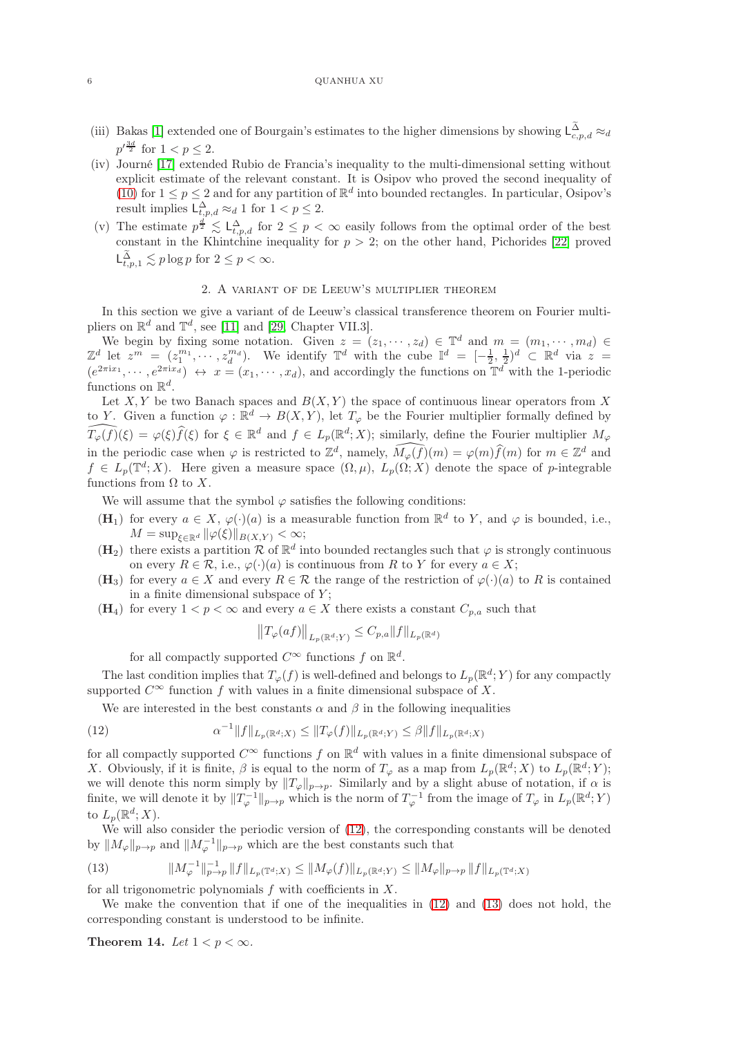(iii) Bakas [1] extended one of Bourgain's estimates to the higher dimensions by showing $\mathsf{L}^{\widetilde{\Delta}}_{c,p,d} \approx_d p'^{\frac{3d}{2}}$ for $1 < p \le 2$.

(iv) Journé [17] extended Rubio de Francia's inequality to the multi-dimensional setting without explicit estimate of the relevant constant. It is Osipov who proved the second inequality of (10) for $1 \le p \le 2$ and for any partition of $\mathbb{R}^d$ into bounded rectangles. In particular, Osipov's result implies $\mathsf{L}^{\Delta}_{t,p,d} \approx_d 1$ for $1 < p \le 2$.

(v) The estimate $p^{\frac{d}{2}} \lesssim \mathsf{L}^{\Delta}_{t,p,d}$ for $2 \le p < \infty$ easily follows from the optimal order of the best constant in the Khintchine inequality for $p > 2$; on the other hand, Pichorides [22] proved $\mathsf{L}^{\widetilde{\Delta}}_{t,p,1} \lesssim p \log p$ for $2 \le p < \infty$.

## 2. A variant of de Leeuw's multiplier theorem

In this section we give a variant of de Leeuw's classical transference theorem on Fourier multipliers on $\mathbb{R}^d$ and $\mathbb{T}^d$, see [11] and [29, Chapter VII.3].

We begin by fixing some notation. Given $z = (z_1, \cdots, z_d) \in \mathbb{T}^d$ and $m = (m_1, \cdots, m_d) \in \mathbb{Z}^d$ let $z^m = (z_1^{m_1}, \cdots, z_d^{m_d})$. We identify $\mathbb{T}^d$ with the cube $\mathbb{I}^d = [-\frac{1}{2}, \frac{1}{2})^d \subset \mathbb{R}^d$ via $z = (e^{2\pi i x_1}, \cdots, e^{2\pi i x_d}) \leftrightarrow x = (x_1, \cdots, x_d)$, and accordingly the functions on $\mathbb{T}^d$ with the 1-periodic functions on $\mathbb{R}^d$.

Let $X, Y$ be two Banach spaces and $B(X, Y)$ the space of continuous linear operators from $X$ to $Y$. Given a function $\varphi : \mathbb{R}^d \to B(X, Y)$, let $T_\varphi$ be the Fourier multiplier formally defined by $\widehat{T_\varphi(f)}(\xi) = \varphi(\xi)\widehat{f}(\xi)$ for $\xi \in \mathbb{R}^d$ and $f \in L_p(\mathbb{R}^d; X)$; similarly, define the Fourier multiplier $M_\varphi$ in the periodic case when $\varphi$ is restricted to $\mathbb{Z}^d$, namely, $\widehat{M_\varphi(f)}(m) = \varphi(m)\widehat{f}(m)$ for $m \in \mathbb{Z}^d$ and $f \in L_p(\mathbb{T}^d; X)$. Here given a measure space $(\Omega, \mu)$, $L_p(\Omega; X)$ denote the space of $p$-integrable functions from $\Omega$ to $X$.

We will assume that the symbol $\varphi$ satisfies the following conditions:

- $(\mathbf{H}_1)$ for every $a \in X$, $\varphi(\cdot)(a)$ is a measurable function from $\mathbb{R}^d$ to $Y$, and $\varphi$ is bounded, i.e., $M = \sup_{\xi \in \mathbb{R}^d} \|\varphi(\xi)\|_{B(X,Y)} < \infty$;
- $(\mathbf{H}_2)$ there exists a partition $\mathcal{R}$ of $\mathbb{R}^d$ into bounded rectangles such that $\varphi$ is strongly continuous on every $R \in \mathcal{R}$, i.e., $\varphi(\cdot)(a)$ is continuous from $R$ to $Y$ for every $a \in X$;
- $(\mathbf{H}_3)$ for every $a \in X$ and every $R \in \mathcal{R}$ the range of the restriction of $\varphi(\cdot)(a)$ to $R$ is contained in a finite dimensional subspace of $Y$;
- $(\mathbf{H}_4)$ for every $1 < p < \infty$ and every $a \in X$ there exists a constant $C_{p,a}$ such that
$$\big\|T_\varphi(af)\big\|_{L_p(\mathbb{R}^d;Y)} \le C_{p,a}\|f\|_{L_p(\mathbb{R}^d)}$$
for all compactly supported $C^\infty$ functions $f$ on $\mathbb{R}^d$.

The last condition implies that $T_\varphi(f)$ is well-defined and belongs to $L_p(\mathbb{R}^d; Y)$ for any compactly supported $C^\infty$ function $f$ with values in a finite dimensional subspace of $X$.

We are interested in the best constants $\alpha$ and $\beta$ in the following inequalities

$$\alpha^{-1}\|f\|_{L_p(\mathbb{R}^d;X)} \le \|T_\varphi(f)\|_{L_p(\mathbb{R}^d;Y)} \le \beta\|f\|_{L_p(\mathbb{R}^d;X)} \tag{12}$$

for all compactly supported $C^\infty$ functions $f$ on $\mathbb{R}^d$ with values in a finite dimensional subspace of $X$. Obviously, if it is finite, $\beta$ is equal to the norm of $T_\varphi$ as a map from $L_p(\mathbb{R}^d; X)$ to $L_p(\mathbb{R}^d; Y)$; we will denote this norm simply by $\|T_\varphi\|_{p\to p}$. Similarly and by a slight abuse of notation, if $\alpha$ is finite, we will denote it by $\|T_\varphi^{-1}\|_{p\to p}$ which is the norm of $T_\varphi^{-1}$ from the image of $T_\varphi$ in $L_p(\mathbb{R}^d; Y)$ to $L_p(\mathbb{R}^d; X)$.

We will also consider the periodic version of (12), the corresponding constants will be denoted by $\|M_\varphi\|_{p\to p}$ and $\|M_\varphi^{-1}\|_{p\to p}$ which are the best constants such that

$$\|M_\varphi^{-1}\|_{p\to p}^{-1}\,\|f\|_{L_p(\mathbb{T}^d;X)} \le \|M_\varphi(f)\|_{L_p(\mathbb{R}^d;Y)} \le \|M_\varphi\|_{p\to p}\,\|f\|_{L_p(\mathbb{T}^d;X)} \tag{13}$$

for all trigonometric polynomials $f$ with coefficients in $X$.

We make the convention that if one of the inequalities in (12) and (13) does not hold, the corresponding constant is understood to be infinite.

**Theorem 14.** *Let $1 < p < \infty$.*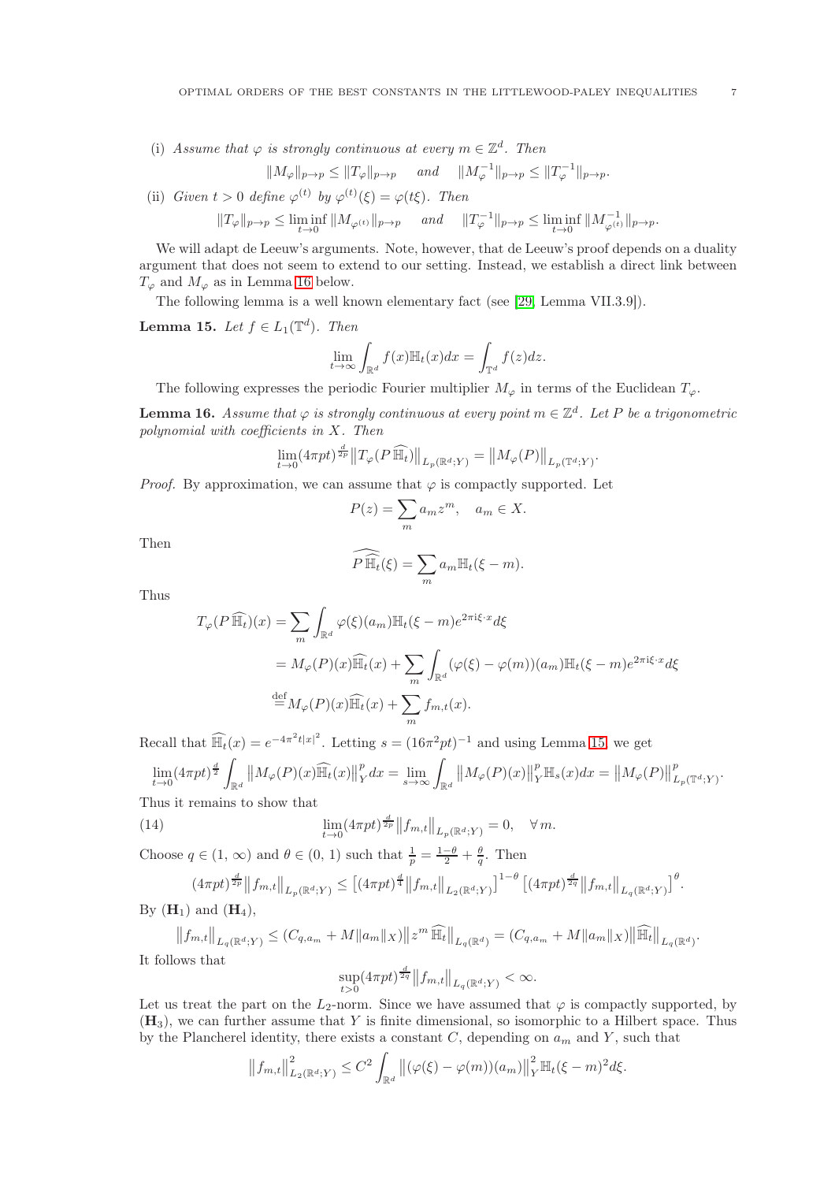(i) *Assume that $\varphi$ is strongly continuous at every $m \in \mathbb{Z}^d$. Then*

$$\|M_\varphi\|_{p\to p} \le \|T_\varphi\|_{p\to p} \quad \textit{and} \quad \|M_\varphi^{-1}\|_{p\to p} \le \|T_\varphi^{-1}\|_{p\to p}.$$

(ii) *Given $t>0$ define $\varphi^{(t)}$ by $\varphi^{(t)}(\xi) = \varphi(t\xi)$. Then*

$$\|T_\varphi\|_{p\to p} \le \liminf_{t\to 0} \|M_{\varphi^{(t)}}\|_{p\to p} \quad \textit{and} \quad \|T_\varphi^{-1}\|_{p\to p} \le \liminf_{t\to 0} \|M^{-1}_{\varphi^{(t)}}\|_{p\to p}.$$

We will adapt de Leeuw's arguments. Note, however, that de Leeuw's proof depends on a duality argument that does not seem to extend to our setting. Instead, we establish a direct link between $T_\varphi$ and $M_\varphi$ as in Lemma 16 below.

The following lemma is a well known elementary fact (see [29, Lemma VII.3.9]).

**Lemma 15.** *Let $f \in L_1(\mathbb{T}^d)$. Then*

$$\lim_{t\to\infty} \int_{\mathbb{R}^d} f(x)\mathbb{H}_t(x)dx = \int_{\mathbb{T}^d} f(z)dz.$$

The following expresses the periodic Fourier multiplier $M_\varphi$ in terms of the Euclidean $T_\varphi$.

**Lemma 16.** *Assume that $\varphi$ is strongly continuous at every point $m \in \mathbb{Z}^d$. Let $P$ be a trigonometric polynomial with coefficients in $X$. Then*

$$\lim_{t\to 0}(4\pi p t)^{\frac{d}{2p}} \big\|T_\varphi(P\,\widehat{\mathbb{H}}_t)\big\|_{L_p(\mathbb{R}^d;Y)} = \big\|M_\varphi(P)\big\|_{L_p(\mathbb{T}^d;Y)}.$$

*Proof.* By approximation, we can assume that $\varphi$ is compactly supported. Let

$$P(z) = \sum_m a_m z^m, \quad a_m \in X.$$

Then

$$\widehat{P\,\widehat{\mathbb{H}}_t}(\xi) = \sum_m a_m \mathbb{H}_t(\xi - m).$$

Thus

$$\begin{aligned}
T_\varphi(P\,\widehat{\mathbb{H}}_t)(x) &= \sum_m \int_{\mathbb{R}^d} \varphi(\xi)(a_m)\mathbb{H}_t(\xi-m)e^{2\pi \mathrm{i}\xi\cdot x}d\xi \\
&= M_\varphi(P)(x)\widehat{\mathbb{H}}_t(x) + \sum_m \int_{\mathbb{R}^d} (\varphi(\xi)-\varphi(m))(a_m)\mathbb{H}_t(\xi-m)e^{2\pi\mathrm{i}\xi\cdot x}d\xi \\
&\overset{\mathrm{def}}{=} M_\varphi(P)(x)\widehat{\mathbb{H}}_t(x) + \sum_m f_{m,t}(x).
\end{aligned}$$

Recall that $\widehat{\mathbb{H}}_t(x) = e^{-4\pi^2 t|x|^2}$. Letting $s = (16\pi^2 p t)^{-1}$ and using Lemma 15, we get

$$\lim_{t\to 0}(4\pi p t)^{\frac{d}{2}} \int_{\mathbb{R}^d} \big\|M_\varphi(P)(x)\widehat{\mathbb{H}}_t(x)\big\|_Y^p dx = \lim_{s\to\infty}\int_{\mathbb{R}^d} \big\|M_\varphi(P)(x)\big\|_Y^p \mathbb{H}_s(x)dx = \big\|M_\varphi(P)\big\|^p_{L_p(\mathbb{T}^d;Y)}.$$

Thus it remains to show that

$$\lim_{t\to 0}(4\pi p t)^{\frac{d}{2p}}\big\|f_{m,t}\big\|_{L_p(\mathbb{R}^d;Y)} = 0, \quad \forall\, m. \tag{14}$$

Choose $q \in (1,\infty)$ and $\theta \in (0,1)$ such that $\frac{1}{p} = \frac{1-\theta}{2} + \frac{\theta}{q}$. Then

$$(4\pi p t)^{\frac{d}{2p}}\big\|f_{m,t}\big\|_{L_p(\mathbb{R}^d;Y)} \le \big[(4\pi p t)^{\frac{d}{4}}\big\|f_{m,t}\big\|_{L_2(\mathbb{R}^d;Y)}\big]^{1-\theta}\big[(4\pi p t)^{\frac{d}{2q}}\big\|f_{m,t}\big\|_{L_q(\mathbb{R}^d;Y)}\big]^{\theta}.$$

By $(\mathbf{H}_1)$ and $(\mathbf{H}_4)$,

$$\big\|f_{m,t}\big\|_{L_q(\mathbb{R}^d;Y)} \le (C_{q,a_m} + M\|a_m\|_X)\big\|z^m\,\widehat{\mathbb{H}}_t\big\|_{L_q(\mathbb{R}^d)} = (C_{q,a_m} + M\|a_m\|_X)\big\|\widehat{\mathbb{H}}_t\big\|_{L_q(\mathbb{R}^d)}.$$

It follows that

$$\sup_{t>0}(4\pi p t)^{\frac{d}{2q}}\big\|f_{m,t}\big\|_{L_q(\mathbb{R}^d;Y)} < \infty.$$

Let us treat the part on the $L_2$-norm. Since we have assumed that $\varphi$ is compactly supported, by $(\mathbf{H}_3)$, we can further assume that $Y$ is finite dimensional, so isomorphic to a Hilbert space. Thus by the Plancherel identity, there exists a constant $C$, depending on $a_m$ and $Y$, such that

$$\big\|f_{m,t}\big\|^2_{L_2(\mathbb{R}^d;Y)} \le C^2\int_{\mathbb{R}^d}\big\|(\varphi(\xi)-\varphi(m))(a_m)\big\|_Y^2\mathbb{H}_t(\xi-m)^2d\xi.$$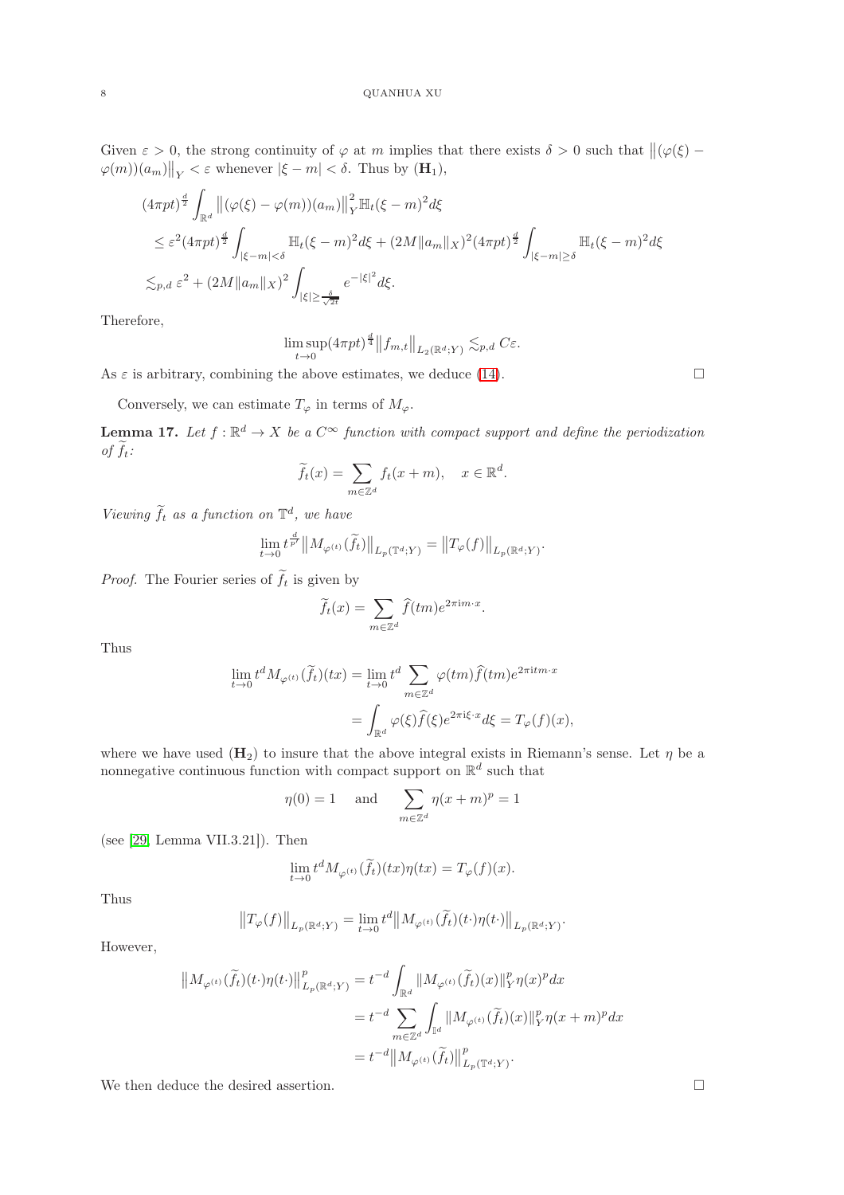Given $\varepsilon > 0$, the strong continuity of $\varphi$ at $m$ implies that there exists $\delta > 0$ such that $\big\|(\varphi(\xi) - \varphi(m))(a_m)\big\|_Y < \varepsilon$ whenever $|\xi - m| < \delta$. Thus by $(\mathbf{H}_1)$,

$$
\begin{aligned}
&(4\pi pt)^{\frac{d}{2}} \int_{\mathbb{R}^d} \big\|(\varphi(\xi) - \varphi(m))(a_m)\big\|_Y^2 \mathbb{H}_t(\xi - m)^2 d\xi \\
&\quad\le \varepsilon^2 (4\pi pt)^{\frac{d}{2}} \int_{|\xi - m| < \delta} \mathbb{H}_t(\xi - m)^2 d\xi + (2M\|a_m\|_X)^2 (4\pi pt)^{\frac{d}{2}} \int_{|\xi - m| \ge \delta} \mathbb{H}_t(\xi - m)^2 d\xi \\
&\quad\lesssim_{p,d} \varepsilon^2 + (2M\|a_m\|_X)^2 \int_{|\xi| \ge \frac{\delta}{\sqrt{2t}}} e^{-|\xi|^2} d\xi.
\end{aligned}
$$

Therefore,

$$
\limsup_{t \to 0} (4\pi pt)^{\frac{d}{4}} \big\|f_{m,t}\big\|_{L_2(\mathbb{R}^d;Y)} \lesssim_{p,d} C\varepsilon.
$$

As $\varepsilon$ is arbitrary, combining the above estimates, we deduce (14). $\square$

Conversely, we can estimate $T_\varphi$ in terms of $M_\varphi$.

**Lemma 17.** *Let $f : \mathbb{R}^d \to X$ be a $C^\infty$ function with compact support and define the periodization of $\widetilde{f}_t$:*

$$
\widetilde{f}_t(x) = \sum_{m \in \mathbb{Z}^d} f_t(x + m), \quad x \in \mathbb{R}^d.
$$

*Viewing $\widetilde{f}_t$ as a function on $\mathbb{T}^d$, we have*

$$
\lim_{t \to 0} t^{\frac{d}{p'}} \big\|M_{\varphi^{(t)}}(\widetilde{f}_t)\big\|_{L_p(\mathbb{T}^d;Y)} = \big\|T_\varphi(f)\big\|_{L_p(\mathbb{R}^d;Y)}.
$$

*Proof.* The Fourier series of $\widetilde{f}_t$ is given by

$$
\widetilde{f}_t(x) = \sum_{m \in \mathbb{Z}^d} \widehat{f}(tm) e^{2\pi \mathrm{i} m \cdot x}.
$$

Thus

$$
\begin{aligned}
\lim_{t \to 0} t^d M_{\varphi^{(t)}}(\widetilde{f}_t)(tx) &= \lim_{t \to 0} t^d \sum_{m \in \mathbb{Z}^d} \varphi(tm) \widehat{f}(tm) e^{2\pi \mathrm{i} tm \cdot x} \\
&= \int_{\mathbb{R}^d} \varphi(\xi) \widehat{f}(\xi) e^{2\pi \mathrm{i} \xi \cdot x} d\xi = T_\varphi(f)(x),
\end{aligned}
$$

where we have used $(\mathbf{H}_2)$ to insure that the above integral exists in Riemann's sense. Let $\eta$ be a nonnegative continuous function with compact support on $\mathbb{R}^d$ such that

$$
\eta(0) = 1 \quad \text{and} \quad \sum_{m \in \mathbb{Z}^d} \eta(x + m)^p = 1
$$

(see [29, Lemma VII.3.21]). Then

$$
\lim_{t \to 0} t^d M_{\varphi^{(t)}}(\widetilde{f}_t)(tx)\eta(tx) = T_\varphi(f)(x).
$$

Thus

$$
\big\|T_\varphi(f)\big\|_{L_p(\mathbb{R}^d;Y)} = \lim_{t \to 0} t^d \big\|M_{\varphi^{(t)}}(\widetilde{f}_t)(t\cdot)\eta(t\cdot)\big\|_{L_p(\mathbb{R}^d;Y)}.
$$

However,

$$
\begin{aligned}
\big\|M_{\varphi^{(t)}}(\widetilde{f}_t)(t\cdot)\eta(t\cdot)\big\|_{L_p(\mathbb{R}^d;Y)}^p &= t^{-d} \int_{\mathbb{R}^d} \|M_{\varphi^{(t)}}(\widetilde{f}_t)(x)\|_Y^p \eta(x)^p dx \\
&= t^{-d} \sum_{m \in \mathbb{Z}^d} \int_{\mathbb{I}^d} \|M_{\varphi^{(t)}}(\widetilde{f}_t)(x)\|_Y^p \eta(x + m)^p dx \\
&= t^{-d} \big\|M_{\varphi^{(t)}}(\widetilde{f}_t)\big\|_{L_p(\mathbb{T}^d;Y)}^p.
\end{aligned}
$$

We then deduce the desired assertion. $\square$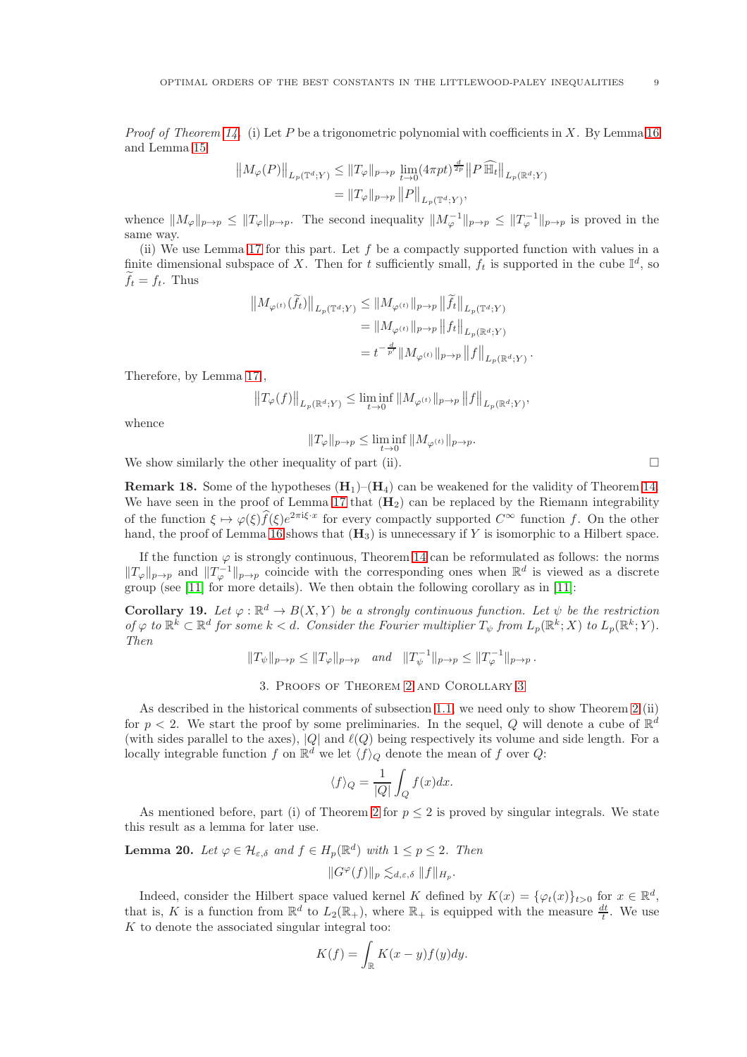*Proof of Theorem 14.* (i) Let $P$ be a trigonometric polynomial with coefficients in $X$. By Lemma 16 and Lemma 15

$$\begin{aligned}\left\|M_\varphi(P)\right\|_{L_p(\mathbb{T}^d;Y)} &\leq \|T_\varphi\|_{p\to p} \lim_{t\to 0}(4\pi pt)^{\frac{d}{2p}}\left\|P\,\widehat{\mathbb{H}_t}\right\|_{L_p(\mathbb{R}^d;Y)}\\ &= \|T_\varphi\|_{p\to p}\left\|P\right\|_{L_p(\mathbb{T}^d;Y)},\end{aligned}$$

whence $\|M_\varphi\|_{p\to p} \leq \|T_\varphi\|_{p\to p}$. The second inequality $\|M_\varphi^{-1}\|_{p\to p} \leq \|T_\varphi^{-1}\|_{p\to p}$ is proved in the same way.

(ii) We use Lemma 17 for this part. Let $f$ be a compactly supported function with values in a finite dimensional subspace of $X$. Then for $t$ sufficiently small, $f_t$ is supported in the cube $\mathbb{I}^d$, so $\widetilde{f}_t = f_t$. Thus

$$\begin{aligned}\left\|M_{\varphi^{(t)}}(\widetilde{f}_t)\right\|_{L_p(\mathbb{T}^d;Y)} &\leq \|M_{\varphi^{(t)}}\|_{p\to p}\left\|\widetilde{f}_t\right\|_{L_p(\mathbb{T}^d;Y)}\\ &= \|M_{\varphi^{(t)}}\|_{p\to p}\left\|f_t\right\|_{L_p(\mathbb{R}^d;Y)}\\ &= t^{-\frac{d}{p'}}\|M_{\varphi^{(t)}}\|_{p\to p}\left\|f\right\|_{L_p(\mathbb{R}^d;Y)}.\end{aligned}$$

Therefore, by Lemma 17,

$$\left\|T_\varphi(f)\right\|_{L_p(\mathbb{R}^d;Y)} \leq \liminf_{t\to 0}\|M_{\varphi^{(t)}}\|_{p\to p}\left\|f\right\|_{L_p(\mathbb{R}^d;Y)},$$

whence

$$\|T_\varphi\|_{p\to p} \leq \liminf_{t\to 0}\|M_{\varphi^{(t)}}\|_{p\to p}.$$

We show similarly the other inequality of part (ii). $\square$

**Remark 18.** Some of the hypotheses $(\mathbf{H}_1)$–$(\mathbf{H}_4)$ can be weakened for the validity of Theorem 14. We have seen in the proof of Lemma 17 that $(\mathbf{H}_2)$ can be replaced by the Riemann integrability of the function $\xi \mapsto \varphi(\xi)\widehat{f}(\xi)e^{2\pi i\xi\cdot x}$ for every compactly supported $C^\infty$ function $f$. On the other hand, the proof of Lemma 16 shows that $(\mathbf{H}_3)$ is unnecessary if $Y$ is isomorphic to a Hilbert space.

If the function $\varphi$ is strongly continuous, Theorem 14 can be reformulated as follows: the norms $\|T_\varphi\|_{p\to p}$ and $\|T_\varphi^{-1}\|_{p\to p}$ coincide with the corresponding ones when $\mathbb{R}^d$ is viewed as a discrete group (see [11] for more details). We then obtain the following corollary as in [11]:

**Corollary 19.** *Let $\varphi : \mathbb{R}^d \to B(X,Y)$ be a strongly continuous function. Let $\psi$ be the restriction of $\varphi$ to $\mathbb{R}^k \subset \mathbb{R}^d$ for some $k < d$. Consider the Fourier multiplier $T_\psi$ from $L_p(\mathbb{R}^k;X)$ to $L_p(\mathbb{R}^k;Y)$. Then*

$$\|T_\psi\|_{p\to p} \leq \|T_\varphi\|_{p\to p} \quad \text{and} \quad \|T_\psi^{-1}\|_{p\to p} \leq \|T_\varphi^{-1}\|_{p\to p}\,.$$

## 3. Proofs of Theorem 2 and Corollary 3

As described in the historical comments of subsection 1.1, we need only to show Theorem 2 (ii) for $p < 2$. We start the proof by some preliminaries. In the sequel, $Q$ will denote a cube of $\mathbb{R}^d$ (with sides parallel to the axes), $|Q|$ and $\ell(Q)$ being respectively its volume and side length. For a locally integrable function $f$ on $\mathbb{R}^d$ we let $\langle f\rangle_Q$ denote the mean of $f$ over $Q$:

$$\langle f\rangle_Q = \frac{1}{|Q|}\int_Q f(x)dx.$$

As mentioned before, part (i) of Theorem 2 for $p \leq 2$ is proved by singular integrals. We state this result as a lemma for later use.

**Lemma 20.** *Let $\varphi \in \mathcal{H}_{\varepsilon,\delta}$ and $f \in H_p(\mathbb{R}^d)$ with $1 \leq p \leq 2$. Then*

$$\|G^\varphi(f)\|_p \lesssim_{d,\varepsilon,\delta} \|f\|_{H_p}.$$

Indeed, consider the Hilbert space valued kernel $K$ defined by $K(x) = \{\varphi_t(x)\}_{t>0}$ for $x \in \mathbb{R}^d$, that is, $K$ is a function from $\mathbb{R}^d$ to $L_2(\mathbb{R}_+)$, where $\mathbb{R}_+$ is equipped with the measure $\frac{dt}{t}$. We use $K$ to denote the associated singular integral too:

$$K(f) = \int_{\mathbb{R}} K(x-y)f(y)dy.$$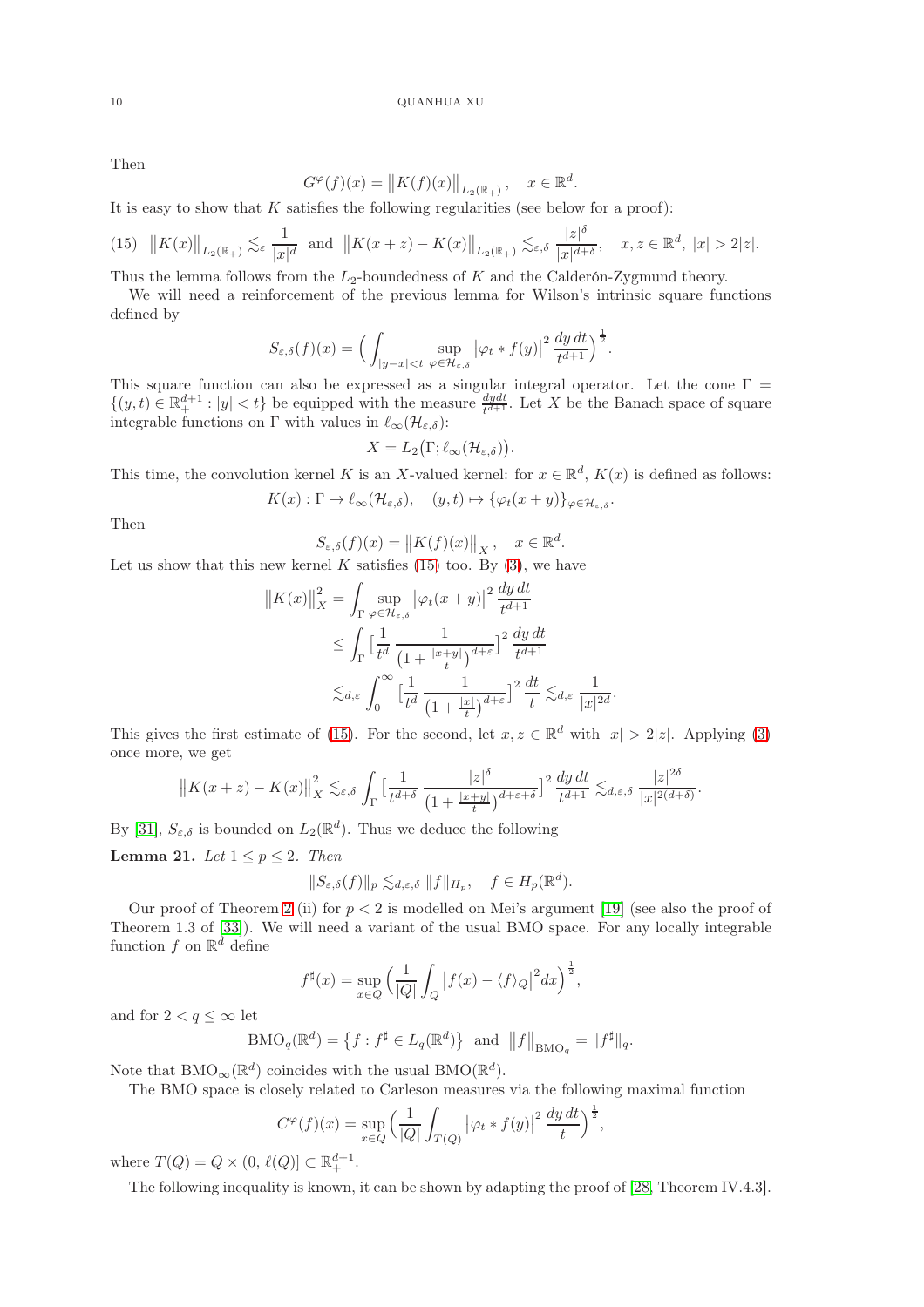Then

$$G^{\varphi}(f)(x) = \big\|K(f)(x)\big\|_{L_2(\mathbb{R}_+)}, \quad x \in \mathbb{R}^d.$$

It is easy to show that $K$ satisfies the following regularities (see below for a proof):

$$\text{(15)} \quad \big\|K(x)\big\|_{L_2(\mathbb{R}_+)} \lesssim_{\varepsilon} \frac{1}{|x|^d} \ \text{ and } \ \big\|K(x+z) - K(x)\big\|_{L_2(\mathbb{R}_+)} \lesssim_{\varepsilon,\delta} \frac{|z|^{\delta}}{|x|^{d+\delta}}, \quad x, z \in \mathbb{R}^d,\ |x| > 2|z|.$$

Thus the lemma follows from the $L_2$-boundedness of $K$ and the Calderón-Zygmund theory.

We will need a reinforcement of the previous lemma for Wilson's intrinsic square functions defined by

$$S_{\varepsilon,\delta}(f)(x) = \Big(\int_{|y-x|<t} \sup_{\varphi \in \mathcal{H}_{\varepsilon,\delta}} \big|\varphi_t * f(y)\big|^2 \,\frac{dy\,dt}{t^{d+1}}\Big)^{\frac{1}{2}}.$$

This square function can also be expressed as a singular integral operator. Let the cone $\Gamma = \{(y,t) \in \mathbb{R}^{d+1}_+ : |y| < t\}$ be equipped with the measure $\frac{dydt}{t^{d+1}}$. Let $X$ be the Banach space of square integrable functions on $\Gamma$ with values in $\ell_\infty(\mathcal{H}_{\varepsilon,\delta})$:

$$X = L_2\big(\Gamma; \ell_\infty(\mathcal{H}_{\varepsilon,\delta})\big).$$

This time, the convolution kernel $K$ is an $X$-valued kernel: for $x \in \mathbb{R}^d$, $K(x)$ is defined as follows:

$$K(x) : \Gamma \to \ell_\infty(\mathcal{H}_{\varepsilon,\delta}), \quad (y,t) \mapsto \{\varphi_t(x+y)\}_{\varphi \in \mathcal{H}_{\varepsilon,\delta}}.$$

Then

$$S_{\varepsilon,\delta}(f)(x) = \big\|K(f)(x)\big\|_X, \quad x \in \mathbb{R}^d.$$

Let us show that this new kernel $K$ satisfies (15) too. By (3), we have

$$\begin{aligned}
\big\|K(x)\big\|_X^2 &= \int_{\Gamma} \sup_{\varphi \in \mathcal{H}_{\varepsilon,\delta}} \big|\varphi_t(x+y)\big|^2 \,\frac{dy\,dt}{t^{d+1}} \\
&\le \int_{\Gamma} \Big[\frac{1}{t^d}\,\frac{1}{\big(1+\frac{|x+y|}{t}\big)^{d+\varepsilon}}\Big]^2 \,\frac{dy\,dt}{t^{d+1}} \\
&\lesssim_{d,\varepsilon} \int_0^\infty \Big[\frac{1}{t^d}\,\frac{1}{\big(1+\frac{|x|}{t}\big)^{d+\varepsilon}}\Big]^2 \,\frac{dt}{t} \lesssim_{d,\varepsilon} \frac{1}{|x|^{2d}}.
\end{aligned}$$

This gives the first estimate of (15). For the second, let $x, z \in \mathbb{R}^d$ with $|x| > 2|z|$. Applying (3) once more, we get

$$\big\|K(x+z) - K(x)\big\|_X^2 \lesssim_{\varepsilon,\delta} \int_{\Gamma} \Big[\frac{1}{t^{d+\delta}}\,\frac{|z|^{\delta}}{\big(1+\frac{|x+y|}{t}\big)^{d+\varepsilon+\delta}}\Big]^2 \,\frac{dy\,dt}{t^{d+1}} \lesssim_{d,\varepsilon,\delta} \frac{|z|^{2\delta}}{|x|^{2(d+\delta)}}.$$

By [31], $S_{\varepsilon,\delta}$ is bounded on $L_2(\mathbb{R}^d)$. Thus we deduce the following

**Lemma 21.** *Let $1 \le p \le 2$. Then*

$$\|S_{\varepsilon,\delta}(f)\|_p \lesssim_{d,\varepsilon,\delta} \|f\|_{H_p}, \quad f \in H_p(\mathbb{R}^d).$$

Our proof of Theorem 2 (ii) for $p < 2$ is modelled on Mei's argument [19] (see also the proof of Theorem 1.3 of [33]). We will need a variant of the usual BMO space. For any locally integrable function $f$ on $\mathbb{R}^d$ define

$$f^\sharp(x) = \sup_{x \in Q} \Big(\frac{1}{|Q|}\int_Q \big|f(x) - \langle f\rangle_Q\big|^2 dx\Big)^{\frac{1}{2}},$$

and for $2 < q \le \infty$ let

$$\mathrm{BMO}_q(\mathbb{R}^d) = \big\{f : f^\sharp \in L_q(\mathbb{R}^d)\big\} \ \text{ and } \ \big\|f\big\|_{\mathrm{BMO}_q} = \|f^\sharp\|_q.$$

Note that $\mathrm{BMO}_\infty(\mathbb{R}^d)$ coincides with the usual $\mathrm{BMO}(\mathbb{R}^d)$.

The BMO space is closely related to Carleson measures via the following maximal function

$$C^{\varphi}(f)(x) = \sup_{x \in Q} \Big(\frac{1}{|Q|}\int_{T(Q)} \big|\varphi_t * f(y)\big|^2 \,\frac{dy\,dt}{t}\Big)^{\frac{1}{2}},$$

where $T(Q) = Q \times (0,\, \ell(Q)] \subset \mathbb{R}^{d+1}_+$.

The following inequality is known, it can be shown by adapting the proof of [28, Theorem IV.4.3].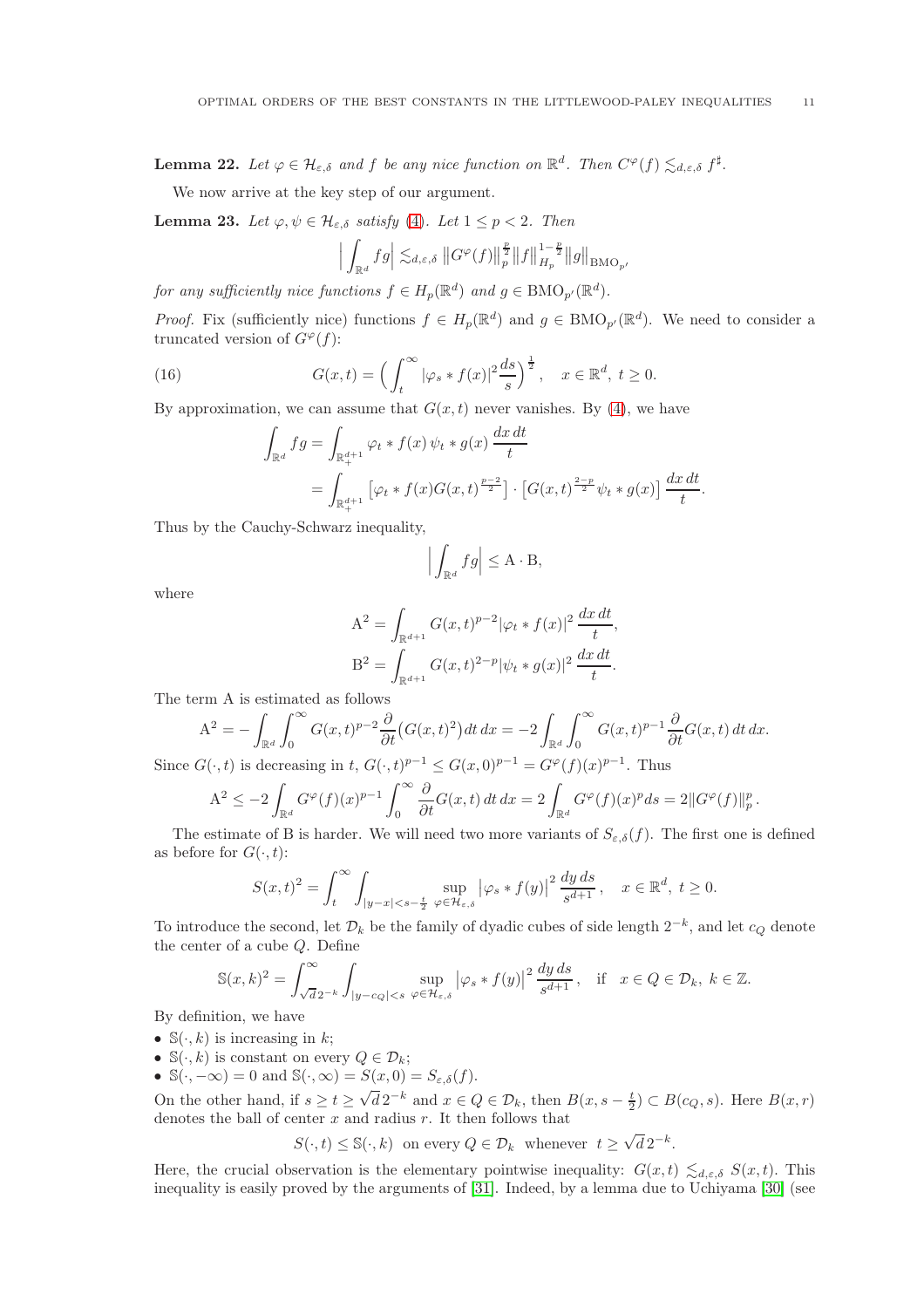**Lemma 22.** *Let $\varphi \in \mathcal{H}_{\varepsilon,\delta}$ and $f$ be any nice function on $\mathbb{R}^d$. Then $C^\varphi(f) \lesssim_{d,\varepsilon,\delta} f^\sharp$.*

We now arrive at the key step of our argument.

**Lemma 23.** *Let $\varphi, \psi \in \mathcal{H}_{\varepsilon,\delta}$ satisfy (4). Let $1 \le p < 2$. Then*

$$\Big|\int_{\mathbb{R}^d} fg\Big| \lesssim_{d,\varepsilon,\delta} \big\|G^\varphi(f)\big\|_p^{\frac{p}{2}} \|f\|_{H_p}^{1-\frac{p}{2}} \|g\|_{\mathrm{BMO}_{p'}}$$

*for any sufficiently nice functions $f \in H_p(\mathbb{R}^d)$ and $g \in \mathrm{BMO}_{p'}(\mathbb{R}^d)$.*

*Proof.* Fix (sufficiently nice) functions $f \in H_p(\mathbb{R}^d)$ and $g \in \mathrm{BMO}_{p'}(\mathbb{R}^d)$. We need to consider a truncated version of $G^\varphi(f)$:

$$G(x,t) = \Big(\int_t^\infty |\varphi_s * f(x)|^2 \frac{ds}{s}\Big)^{\frac12}, \quad x \in \mathbb{R}^d,\ t \ge 0. \tag{16}$$

By approximation, we can assume that $G(x,t)$ never vanishes. By (4), we have

$$\begin{aligned}
\int_{\mathbb{R}^d} fg &= \int_{\mathbb{R}^{d+1}_+} \varphi_t * f(x)\, \psi_t * g(x)\, \frac{dx\,dt}{t}\\
&= \int_{\mathbb{R}^{d+1}_+} \big[\varphi_t * f(x) G(x,t)^{\frac{p-2}{2}}\big] \cdot \big[G(x,t)^{\frac{2-p}{2}} \psi_t * g(x)\big]\, \frac{dx\,dt}{t}.
\end{aligned}$$

Thus by the Cauchy-Schwarz inequality,

$$\Big|\int_{\mathbb{R}^d} fg\Big| \le \mathrm{A}\cdot \mathrm{B},$$

where

$$\mathrm{A}^2 = \int_{\mathbb{R}^{d+1}} G(x,t)^{p-2} |\varphi_t * f(x)|^2\, \frac{dx\,dt}{t},$$

$$\mathrm{B}^2 = \int_{\mathbb{R}^{d+1}} G(x,t)^{2-p} |\psi_t * g(x)|^2\, \frac{dx\,dt}{t}.$$

The term A is estimated as follows

$$\mathrm{A}^2 = -\int_{\mathbb{R}^d}\int_0^\infty G(x,t)^{p-2} \frac{\partial}{\partial t}\big(G(x,t)^2\big)dt\,dx = -2\int_{\mathbb{R}^d}\int_0^\infty G(x,t)^{p-1}\frac{\partial}{\partial t} G(x,t)\,dt\,dx.$$

Since $G(\cdot,t)$ is decreasing in $t$, $G(\cdot,t)^{p-1} \le G(x,0)^{p-1} = G^\varphi(f)(x)^{p-1}$. Thus

$$\mathrm{A}^2 \le -2\int_{\mathbb{R}^d} G^\varphi(f)(x)^{p-1} \int_0^\infty \frac{\partial}{\partial t} G(x,t)\,dt\,dx = 2\int_{\mathbb{R}^d} G^\varphi(f)(x)^p ds = 2\|G^\varphi(f)\|_p^p\,.$$

The estimate of B is harder. We will need two more variants of $S_{\varepsilon,\delta}(f)$. The first one is defined as before for $G(\cdot,t)$:

$$S(x,t)^2 = \int_t^\infty \int_{|y-x|<s-\frac{t}{2}} \sup_{\varphi\in\mathcal{H}_{\varepsilon,\delta}} \big|\varphi_s * f(y)\big|^2\, \frac{dy\,ds}{s^{d+1}}\,, \quad x \in \mathbb{R}^d,\ t \ge 0.$$

To introduce the second, let $\mathcal{D}_k$ be the family of dyadic cubes of side length $2^{-k}$, and let $c_Q$ denote the center of a cube $Q$. Define

$$\mathbb{S}(x,k)^2 = \int_{\sqrt{d}\,2^{-k}}^\infty \int_{|y-c_Q|<s} \sup_{\varphi\in\mathcal{H}_{\varepsilon,\delta}} \big|\varphi_s * f(y)\big|^2\, \frac{dy\,ds}{s^{d+1}}\,, \quad \text{if} \quad x \in Q \in \mathcal{D}_k,\ k \in \mathbb{Z}.$$

By definition, we have

- $\mathbb{S}(\cdot,k)$ is increasing in $k$;
- $\mathbb{S}(\cdot,k)$ is constant on every $Q \in \mathcal{D}_k$;
- $\mathbb{S}(\cdot,-\infty) = 0$ and $\mathbb{S}(\cdot,\infty) = S(x,0) = S_{\varepsilon,\delta}(f)$.

On the other hand, if $s \ge t \ge \sqrt{d}\,2^{-k}$ and $x \in Q \in \mathcal{D}_k$, then $B(x, s-\frac{t}{2}) \subset B(c_Q, s)$. Here $B(x,r)$ denotes the ball of center $x$ and radius $r$. It then follows that

$$S(\cdot,t) \le \mathbb{S}(\cdot,k) \ \text{ on every } Q \in \mathcal{D}_k \ \text{ whenever } \ t \ge \sqrt{d}\,2^{-k}.$$

Here, the crucial observation is the elementary pointwise inequality: $G(x,t) \lesssim_{d,\varepsilon,\delta} S(x,t)$. This inequality is easily proved by the arguments of [31]. Indeed, by a lemma due to Uchiyama [30] (see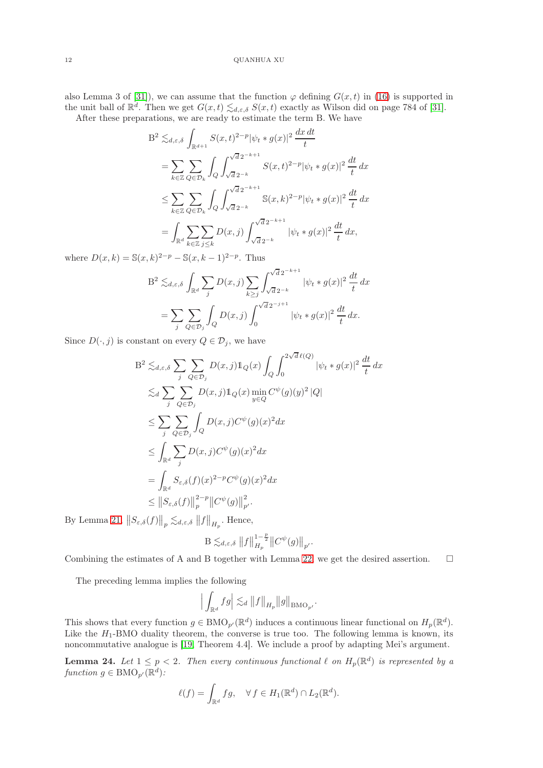also Lemma 3 of [31]), we can assume that the function $\varphi$ defining $G(x,t)$ in (16) is supported in the unit ball of $\mathbb{R}^d$. Then we get $G(x,t) \lesssim_{d,\varepsilon,\delta} S(x,t)$ exactly as Wilson did on page 784 of [31].

After these preparations, we are ready to estimate the term B. We have

$$
\begin{aligned}
\mathrm{B}^2 &\lesssim_{d,\varepsilon,\delta} \int_{\mathbb{R}^{d+1}} S(x,t)^{2-p} |\psi_t * g(x)|^2 \, \frac{dx\, dt}{t} \\
&= \sum_{k\in\mathbb{Z}} \sum_{Q\in\mathcal{D}_k} \int_Q \int_{\sqrt{d}\,2^{-k}}^{\sqrt{d}\,2^{-k+1}} S(x,t)^{2-p} |\psi_t * g(x)|^2 \, \frac{dt}{t}\, dx \\
&\leq \sum_{k\in\mathbb{Z}} \sum_{Q\in\mathcal{D}_k} \int_Q \int_{\sqrt{d}\,2^{-k}}^{\sqrt{d}\,2^{-k+1}} \mathbb{S}(x,k)^{2-p} |\psi_t * g(x)|^2 \, \frac{dt}{t}\, dx \\
&= \int_{\mathbb{R}^d} \sum_{k\in\mathbb{Z}} \sum_{j\leq k} D(x,j) \int_{\sqrt{d}\,2^{-k}}^{\sqrt{d}\,2^{-k+1}} |\psi_t * g(x)|^2 \, \frac{dt}{t}\, dx,
\end{aligned}
$$

where $D(x,k) = \mathbb{S}(x,k)^{2-p} - \mathbb{S}(x,k-1)^{2-p}$. Thus

$$
\begin{aligned}
\mathrm{B}^2 &\lesssim_{d,\varepsilon,\delta} \int_{\mathbb{R}^d} \sum_{j} D(x,j) \sum_{k\geq j} \int_{\sqrt{d}\,2^{-k}}^{\sqrt{d}\,2^{-k+1}} |\psi_t * g(x)|^2 \, \frac{dt}{t}\, dx \\
&= \sum_{j} \sum_{Q\in\mathcal{D}_j} \int_Q D(x,j) \int_0^{\sqrt{d}\,2^{-j+1}} |\psi_t * g(x)|^2 \, \frac{dt}{t}\, dx.
\end{aligned}
$$

Since $D(\cdot,j)$ is constant on every $Q\in\mathcal{D}_j$, we have

$$
\begin{aligned}
\mathrm{B}^2 &\lesssim_{d,\varepsilon,\delta} \sum_{j} \sum_{Q\in\mathcal{D}_j} D(x,j)\mathbb{1}_Q(x) \int_Q \int_0^{2\sqrt{d}\,\ell(Q)} |\psi_t * g(x)|^2 \, \frac{dt}{t}\, dx \\
&\lesssim_d \sum_{j} \sum_{Q\in\mathcal{D}_j} D(x,j)\mathbb{1}_Q(x) \min_{y\in Q} C^\psi(g)(y)^2\, |Q| \\
&\leq \sum_{j} \sum_{Q\in\mathcal{D}_j} \int_Q D(x,j) C^\psi(g)(x)^2 dx \\
&\leq \int_{\mathbb{R}^d} \sum_{j} D(x,j) C^\psi(g)(x)^2 dx \\
&= \int_{\mathbb{R}^d} S_{\varepsilon,\delta}(f)(x)^{2-p} C^\psi(g)(x)^2 dx \\
&\leq \big\|S_{\varepsilon,\delta}(f)\big\|_p^{2-p} \big\|C^\psi(g)\big\|_{p'}^2.
\end{aligned}
$$

By Lemma 21, $\big\|S_{\varepsilon,\delta}(f)\big\|_p \lesssim_{d,\varepsilon,\delta} \big\|f\big\|_{H_p}$. Hence,

$$
\mathrm{B} \lesssim_{d,\varepsilon,\delta} \big\|f\big\|_{H_p}^{1-\frac{p}{2}} \big\|C^\psi(g)\big\|_{p'}.
$$

Combining the estimates of A and B together with Lemma 22, we get the desired assertion. $\square$

The preceding lemma implies the following

$$
\Big|\int_{\mathbb{R}^d} fg\Big| \lesssim_d \big\|f\big\|_{H_p} \big\|g\big\|_{\mathrm{BMO}_{p'}}.
$$

This shows that every function $g\in \mathrm{BMO}_{p'}(\mathbb{R}^d)$ induces a continuous linear functional on $H_p(\mathbb{R}^d)$. Like the $H_1$-BMO duality theorem, the converse is true too. The following lemma is known, its noncommutative analogue is [19, Theorem 4.4]. We include a proof by adapting Mei's argument.

**Lemma 24.** *Let $1\leq p<2$. Then every continuous functional $\ell$ on $H_p(\mathbb{R}^d)$ is represented by a function $g\in \mathrm{BMO}_{p'}(\mathbb{R}^d)$:*

$$
\ell(f) = \int_{\mathbb{R}^d} fg, \quad \forall\, f\in H_1(\mathbb{R}^d)\cap L_2(\mathbb{R}^d).
$$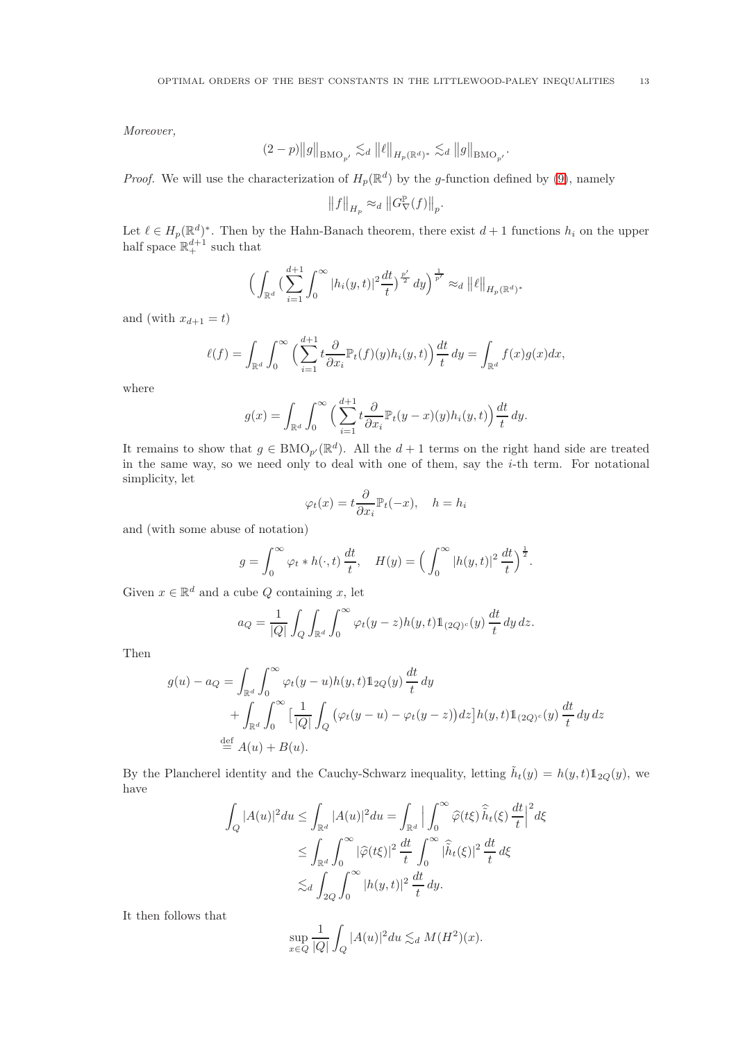*Moreover,*

$$(2-p)\big\|g\big\|_{\mathrm{BMO}_{p'}} \lesssim_d \big\|\ell\big\|_{H_p(\mathbb{R}^d)^*} \lesssim_d \big\|g\big\|_{\mathrm{BMO}_{p'}}.$$

*Proof.* We will use the characterization of $H_p(\mathbb{R}^d)$ by the $g$-function defined by (9), namely

$$\big\|f\big\|_{H_p} \approx_d \big\|G^{\mathbb{P}}_{\nabla}(f)\big\|_p.$$

Let $\ell \in H_p(\mathbb{R}^d)^*$. Then by the Hahn-Banach theorem, there exist $d+1$ functions $h_i$ on the upper half space $\mathbb{R}^{d+1}_+$ such that

$$\Big(\int_{\mathbb{R}^d}\big(\sum_{i=1}^{d+1}\int_0^\infty |h_i(y,t)|^2\frac{dt}{t}\big)^{\frac{p'}{2}}dy\Big)^{\frac{1}{p'}} \approx_d \big\|\ell\big\|_{H_p(\mathbb{R}^d)^*}$$

and (with $x_{d+1}=t$)

$$\ell(f) = \int_{\mathbb{R}^d}\int_0^\infty \Big(\sum_{i=1}^{d+1} t\frac{\partial}{\partial x_i}\mathbb{P}_t(f)(y)h_i(y,t)\Big)\frac{dt}{t}\,dy = \int_{\mathbb{R}^d} f(x)g(x)dx,$$

where

$$g(x) = \int_{\mathbb{R}^d}\int_0^\infty \Big(\sum_{i=1}^{d+1} t\frac{\partial}{\partial x_i}\mathbb{P}_t(y-x)(y)h_i(y,t)\Big)\frac{dt}{t}\,dy.$$

It remains to show that $g\in \mathrm{BMO}_{p'}(\mathbb{R}^d)$. All the $d+1$ terms on the right hand side are treated in the same way, so we need only to deal with one of them, say the $i$-th term. For notational simplicity, let

$$\varphi_t(x) = t\frac{\partial}{\partial x_i}\mathbb{P}_t(-x), \quad h = h_i$$

and (with some abuse of notation)

$$g = \int_0^\infty \varphi_t * h(\cdot,t)\,\frac{dt}{t}, \quad H(y) = \Big(\int_0^\infty |h(y,t)|^2\,\frac{dt}{t}\Big)^{\frac{1}{2}}.$$

Given $x\in\mathbb{R}^d$ and a cube $Q$ containing $x$, let

$$a_Q = \frac{1}{|Q|}\int_Q\int_{\mathbb{R}^d}\int_0^\infty \varphi_t(y-z)h(y,t)\mathbb{1}_{(2Q)^c}(y)\,\frac{dt}{t}\,dy\,dz.$$

Then

$$\begin{aligned}
g(u)-a_Q &= \int_{\mathbb{R}^d}\int_0^\infty \varphi_t(y-u)h(y,t)\mathbb{1}_{2Q}(y)\,\frac{dt}{t}\,dy \\
&\quad + \int_{\mathbb{R}^d}\int_0^\infty \Big[\frac{1}{|Q|}\int_Q\big(\varphi_t(y-u)-\varphi_t(y-z)\big)dz\Big]h(y,t)\mathbb{1}_{(2Q)^c}(y)\,\frac{dt}{t}\,dy\,dz \\
&\overset{\mathrm{def}}{=} A(u)+B(u).
\end{aligned}$$

By the Plancherel identity and the Cauchy-Schwarz inequality, letting $\tilde{h}_t(y) = h(y,t)\mathbb{1}_{2Q}(y)$, we have

$$\begin{aligned}
\int_Q |A(u)|^2du \le \int_{\mathbb{R}^d}|A(u)|^2du &= \int_{\mathbb{R}^d}\Big|\int_0^\infty \widehat{\varphi}(t\xi)\,\widehat{\tilde{h}}_t(\xi)\,\frac{dt}{t}\Big|^2d\xi \\
&\le \int_{\mathbb{R}^d}\int_0^\infty |\widehat{\varphi}(t\xi)|^2\,\frac{dt}{t}\int_0^\infty |\widehat{\tilde{h}}_t(\xi)|^2\,\frac{dt}{t}\,d\xi \\
&\lesssim_d \int_{2Q}\int_0^\infty |h(y,t)|^2\,\frac{dt}{t}\,dy.
\end{aligned}$$

It then follows that

$$\sup_{x\in Q}\frac{1}{|Q|}\int_Q |A(u)|^2du \lesssim_d M(H^2)(x).$$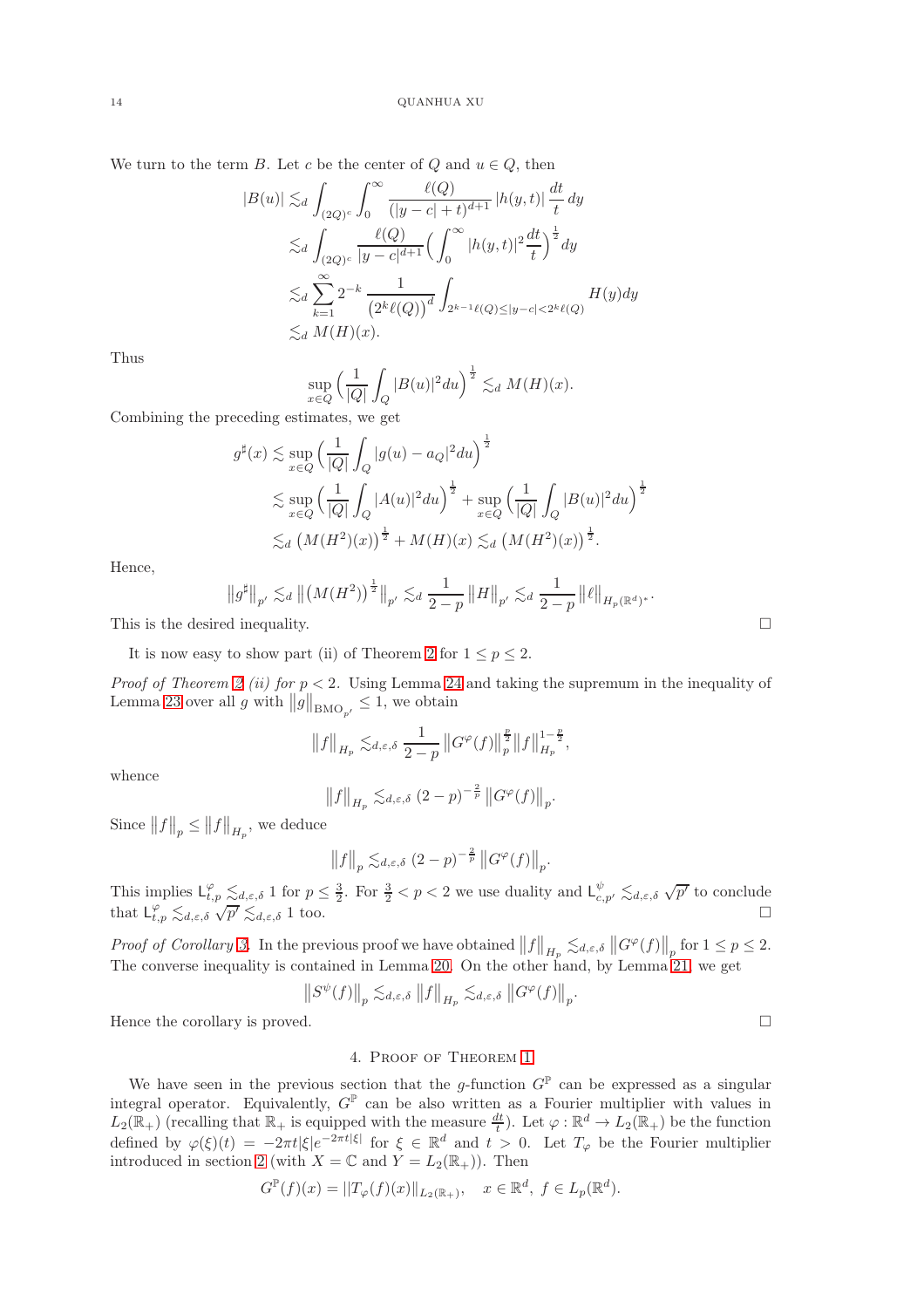We turn to the term $B$. Let $c$ be the center of $Q$ and $u \in Q$, then

$$
\begin{aligned}
|B(u)| &\lesssim_d \int_{(2Q)^c} \int_0^\infty \frac{\ell(Q)}{(|y-c|+t)^{d+1}} \, |h(y,t)| \, \frac{dt}{t} \, dy \\
&\lesssim_d \int_{(2Q)^c} \frac{\ell(Q)}{|y-c|^{d+1}} \Big( \int_0^\infty |h(y,t)|^2 \frac{dt}{t} \Big)^{\frac12} dy \\
&\lesssim_d \sum_{k=1}^\infty 2^{-k} \, \frac{1}{\big(2^k \ell(Q)\big)^d} \int_{2^{k-1}\ell(Q) \le |y-c| < 2^k \ell(Q)} H(y) dy \\
&\lesssim_d M(H)(x).
\end{aligned}
$$

Thus

$$
\sup_{x\in Q} \Big( \frac{1}{|Q|} \int_Q |B(u)|^2 du \Big)^{\frac12} \lesssim_d M(H)(x).
$$

Combining the preceding estimates, we get

$$
\begin{aligned}
g^\sharp(x) &\lesssim \sup_{x\in Q} \Big( \frac{1}{|Q|} \int_Q |g(u) - a_Q|^2 du \Big)^{\frac12} \\
&\lesssim \sup_{x\in Q} \Big( \frac{1}{|Q|} \int_Q |A(u)|^2 du \Big)^{\frac12} + \sup_{x\in Q} \Big( \frac{1}{|Q|} \int_Q |B(u)|^2 du \Big)^{\frac12} \\
&\lesssim_d \big( M(H^2)(x) \big)^{\frac12} + M(H)(x) \lesssim_d \big( M(H^2)(x) \big)^{\frac12}.
\end{aligned}
$$

Hence,

$$
\big\| g^\sharp \big\|_{p'} \lesssim_d \big\| \big( M(H^2) \big)^{\frac12} \big\|_{p'} \lesssim_d \frac{1}{2-p} \big\| H \big\|_{p'} \lesssim_d \frac{1}{2-p} \big\| \ell \big\|_{H_p(\mathbb{R}^d)^*}.
$$

This is the desired inequality. □

It is now easy to show part (ii) of Theorem 2 for $1 \le p \le 2$.

*Proof of Theorem 2 (ii) for $p<2$.* Using Lemma 24 and taking the supremum in the inequality of Lemma 23 over all $g$ with $\|g\|_{\mathrm{BMO}_{p'}} \le 1$, we obtain

$$
\big\| f \big\|_{H_p} \lesssim_{d,\varepsilon,\delta} \frac{1}{2-p} \big\| G^\varphi(f) \big\|_p^{\frac p2} \big\| f \big\|_{H_p}^{1-\frac p2},
$$

whence

$$
\big\| f \big\|_{H_p} \lesssim_{d,\varepsilon,\delta} (2-p)^{-\frac2p} \big\| G^\varphi(f) \big\|_p.
$$

Since $\|f\|_p \le \|f\|_{H_p}$, we deduce

$$
\big\| f \big\|_p \lesssim_{d,\varepsilon,\delta} (2-p)^{-\frac2p} \big\| G^\varphi(f) \big\|_p.
$$

This implies $\mathsf{L}^\varphi_{t,p} \lesssim_{d,\varepsilon,\delta} 1$ for $p \le \frac32$. For $\frac32 < p < 2$ we use duality and $\mathsf{L}^\psi_{c,p'} \lesssim_{d,\varepsilon,\delta} \sqrt{p'}$ to conclude that $\mathsf{L}^\varphi_{t,p} \lesssim_{d,\varepsilon,\delta} \sqrt{p'} \lesssim_{d,\varepsilon,\delta} 1$ too. □

*Proof of Corollary 3.* In the previous proof we have obtained $\|f\|_{H_p} \lesssim_{d,\varepsilon,\delta} \|G^\varphi(f)\|_p$ for $1 \le p \le 2$. The converse inequality is contained in Lemma 20. On the other hand, by Lemma 21, we get

$$
\big\| S^\psi(f) \big\|_p \lesssim_{d,\varepsilon,\delta} \big\| f \big\|_{H_p} \lesssim_{d,\varepsilon,\delta} \big\| G^\varphi(f) \big\|_p.
$$

Hence the corollary is proved. □

## 4. Proof of Theorem 1

We have seen in the previous section that the $g$-function $G^{\mathbb{P}}$ can be expressed as a singular integral operator. Equivalently, $G^{\mathbb{P}}$ can be also written as a Fourier multiplier with values in $L_2(\mathbb{R}_+)$ (recalling that $\mathbb{R}_+$ is equipped with the measure $\frac{dt}{t}$). Let $\varphi: \mathbb{R}^d \to L_2(\mathbb{R}_+)$ be the function defined by $\varphi(\xi)(t) = -2\pi t|\xi| e^{-2\pi t|\xi|}$ for $\xi \in \mathbb{R}^d$ and $t > 0$. Let $T_\varphi$ be the Fourier multiplier introduced in section 2 (with $X = \mathbb{C}$ and $Y = L_2(\mathbb{R}_+)$). Then

$$
G^{\mathbb{P}}(f)(x) = \|T_\varphi(f)(x)\|_{L_2(\mathbb{R}_+)}, \quad x \in \mathbb{R}^d, \ f \in L_p(\mathbb{R}^d).
$$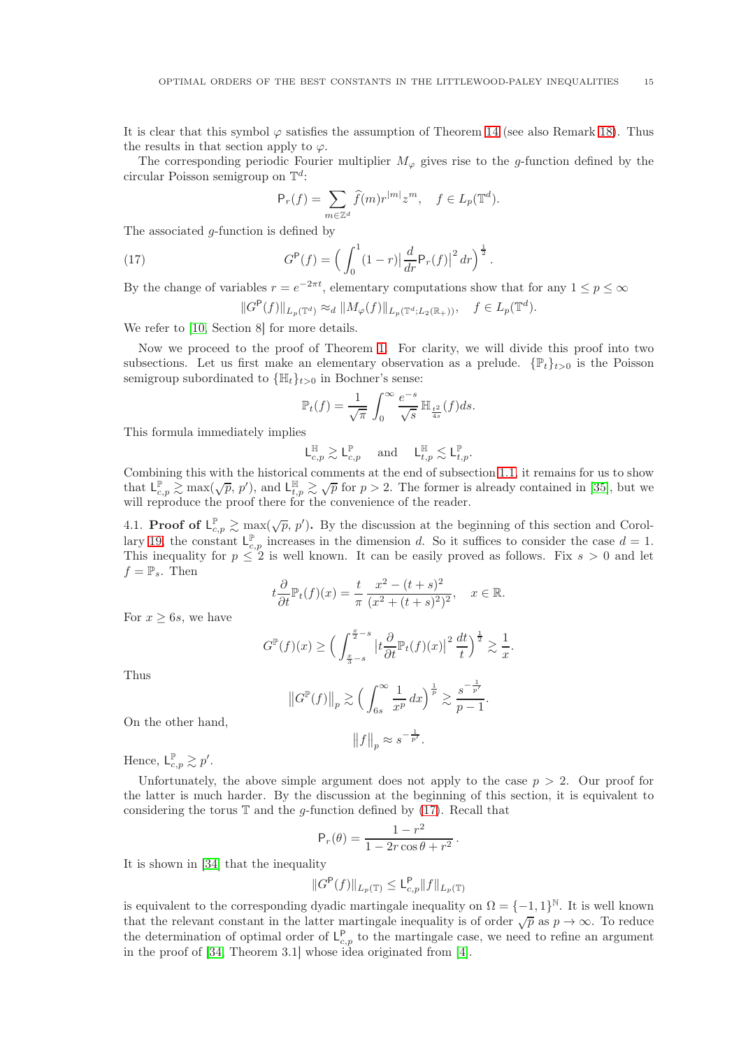It is clear that this symbol $\varphi$ satisfies the assumption of Theorem 14 (see also Remark 18). Thus the results in that section apply to $\varphi$.

The corresponding periodic Fourier multiplier $M_\varphi$ gives rise to the $g$-function defined by the circular Poisson semigroup on $\mathbb{T}^d$:

$$\mathsf{P}_r(f) = \sum_{m\in\mathbb{Z}^d} \widehat{f}(m) r^{|m|} z^m, \quad f \in L_p(\mathbb{T}^d).$$

The associated $g$-function is defined by

$$G^{\mathsf{P}}(f) = \Big( \int_0^1 (1-r) \big| \frac{d}{dr} \mathsf{P}_r(f) \big|^2 dr \Big)^{\frac{1}{2}}. \tag{17}$$

By the change of variables $r = e^{-2\pi t}$, elementary computations show that for any $1 \le p \le \infty$

$$\|G^{\mathsf{P}}(f)\|_{L_p(\mathbb{T}^d)} \approx_d \|M_\varphi(f)\|_{L_p(\mathbb{T}^d; L_2(\mathbb{R}_+))}, \quad f \in L_p(\mathbb{T}^d).$$

We refer to [10, Section 8] for more details.

Now we proceed to the proof of Theorem 1. For clarity, we will divide this proof into two subsections. Let us first make an elementary observation as a prelude. $\{\mathbb{P}_t\}_{t>0}$ is the Poisson semigroup subordinated to $\{\mathbb{H}_t\}_{t>0}$ in Bochner's sense:

$$\mathbb{P}_t(f) = \frac{1}{\sqrt{\pi}} \int_0^\infty \frac{e^{-s}}{\sqrt{s}} \, \mathbb{H}_{\frac{t^2}{4s}}(f) ds.$$

This formula immediately implies

$$\mathsf{L}^{\mathbb{H}}_{c,p} \gtrsim \mathsf{L}^{\mathbb{P}}_{c,p} \quad \text{and} \quad \mathsf{L}^{\mathbb{H}}_{t,p} \lesssim \mathsf{L}^{\mathbb{P}}_{t,p}.$$

Combining this with the historical comments at the end of subsection 1.1, it remains for us to show that $\mathsf{L}^{\mathbb{P}}_{c,p} \gtrsim \max(\sqrt{p},\, p')$, and $\mathsf{L}^{\mathbb{H}}_{t,p} \gtrsim \sqrt{p}$ for $p > 2$. The former is already contained in [35], but we will reproduce the proof there for the convenience of the reader.

## 4.1. Proof of $\mathsf{L}^{\mathbb{P}}_{c,p} \gtrsim \max(\sqrt{p},\, p')$.

By the discussion at the beginning of this section and Corollary 19, the constant $\mathsf{L}^{\mathbb{P}}_{c,p}$ increases in the dimension $d$. So it suffices to consider the case $d = 1$. This inequality for $p \le 2$ is well known. It can be easily proved as follows. Fix $s > 0$ and let $f = \mathbb{P}_s$. Then

$$t \frac{\partial}{\partial t} \mathbb{P}_t(f)(x) = \frac{t}{\pi} \frac{x^2 - (t+s)^2}{(x^2 + (t+s)^2)^2}, \quad x \in \mathbb{R}.$$

For $x \ge 6s$, we have

$$G^{\mathbb{P}}(f)(x) \ge \Big( \int_{\frac{x}{3}-s}^{\frac{x}{2}-s} \big| t \frac{\partial}{\partial t} \mathbb{P}_t(f)(x) \big|^2 \frac{dt}{t} \Big)^{\frac{1}{2}} \gtrsim \frac{1}{x}.$$

Thus

$$\big\| G^{\mathbb{P}}(f) \big\|_p \gtrsim \Big( \int_{6s}^\infty \frac{1}{x^p} dx \Big)^{\frac{1}{p}} \gtrsim \frac{s^{-\frac{1}{p'}}}{p-1}.$$

On the other hand,

$$\big\| f \big\|_p \approx s^{-\frac{1}{p'}}.$$

Hence, $\mathsf{L}^{\mathbb{P}}_{c,p} \gtrsim p'$.

Unfortunately, the above simple argument does not apply to the case $p > 2$. Our proof for the latter is much harder. By the discussion at the beginning of this section, it is equivalent to considering the torus $\mathbb{T}$ and the $g$-function defined by (17). Recall that

$$\mathsf{P}_r(\theta) = \frac{1 - r^2}{1 - 2r\cos\theta + r^2}.$$

It is shown in [34] that the inequality

$$\|G^{\mathsf{P}}(f)\|_{L_p(\mathbb{T})} \le \mathsf{L}^{\mathsf{P}}_{c,p} \|f\|_{L_p(\mathbb{T})}$$

is equivalent to the corresponding dyadic martingale inequality on $\Omega = \{-1, 1\}^{\mathbb{N}}$. It is well known that the relevant constant in the latter martingale inequality is of order $\sqrt{p}$ as $p \to \infty$. To reduce the determination of optimal order of $\mathsf{L}^{\mathsf{P}}_{c,p}$ to the martingale case, we need to refine an argument in the proof of [34, Theorem 3.1] whose idea originated from [4].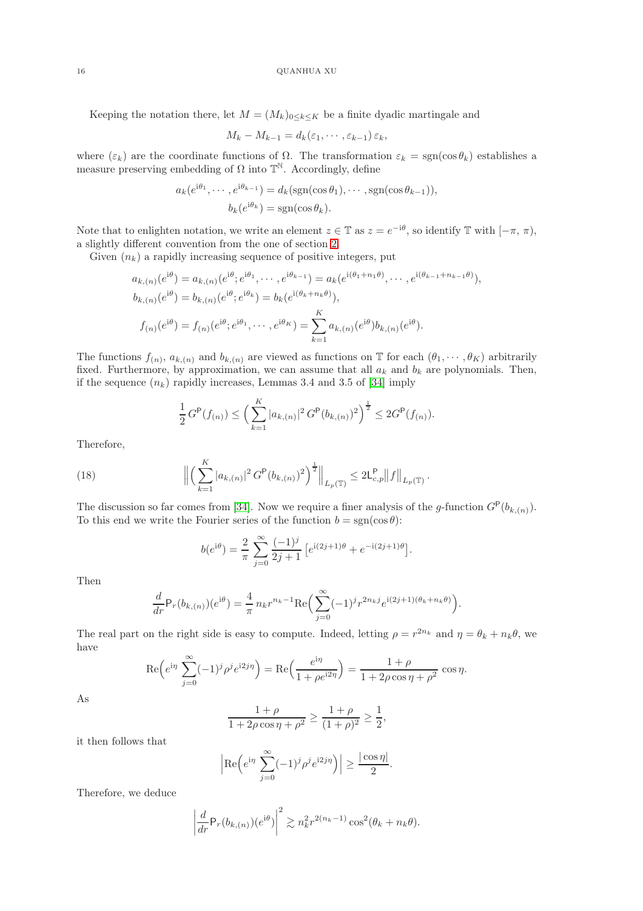Keeping the notation there, let $M = (M_k)_{0\le k\le K}$ be a finite dyadic martingale and

$$M_k - M_{k-1} = d_k(\varepsilon_1, \cdots, \varepsilon_{k-1})\, \varepsilon_k,$$

where $(\varepsilon_k)$ are the coordinate functions of $\Omega$. The transformation $\varepsilon_k = \mathrm{sgn}(\cos\theta_k)$ establishes a measure preserving embedding of $\Omega$ into $\mathbb{T}^{\mathbb{N}}$. Accordingly, define

$$a_k(e^{\mathrm{i}\theta_1}, \cdots, e^{\mathrm{i}\theta_{k-1}}) = d_k(\mathrm{sgn}(\cos\theta_1), \cdots, \mathrm{sgn}(\cos\theta_{k-1})),$$
$$b_k(e^{\mathrm{i}\theta_k}) = \mathrm{sgn}(\cos\theta_k).$$

Note that to enlighten notation, we write an element $z \in \mathbb{T}$ as $z = e^{-\mathrm{i}\theta}$, so identify $\mathbb{T}$ with $[-\pi, \pi)$, a slightly different convention from the one of section 2.

Given $(n_k)$ a rapidly increasing sequence of positive integers, put

$$a_{k,(n)}(e^{\mathrm{i}\theta}) = a_{k,(n)}(e^{\mathrm{i}\theta}; e^{\mathrm{i}\theta_1}, \cdots, e^{\mathrm{i}\theta_{k-1}}) = a_k(e^{\mathrm{i}(\theta_1+n_1\theta)}, \cdots, e^{\mathrm{i}(\theta_{k-1}+n_{k-1}\theta)}),$$
$$b_{k,(n)}(e^{\mathrm{i}\theta}) = b_{k,(n)}(e^{\mathrm{i}\theta}; e^{\mathrm{i}\theta_k}) = b_k(e^{\mathrm{i}(\theta_k+n_k\theta)}),$$
$$f_{(n)}(e^{\mathrm{i}\theta}) = f_{(n)}(e^{\mathrm{i}\theta}; e^{\mathrm{i}\theta_1}, \cdots, e^{\mathrm{i}\theta_K}) = \sum_{k=1}^{K} a_{k,(n)}(e^{\mathrm{i}\theta}) b_{k,(n)}(e^{\mathrm{i}\theta}).$$

The functions $f_{(n)}$, $a_{k,(n)}$ and $b_{k,(n)}$ are viewed as functions on $\mathbb{T}$ for each $(\theta_1, \cdots, \theta_K)$ arbitrarily fixed. Furthermore, by approximation, we can assume that all $a_k$ and $b_k$ are polynomials. Then, if the sequence $(n_k)$ rapidly increases, Lemmas 3.4 and 3.5 of [34] imply

$$\frac{1}{2}\, G^{\mathsf{P}}(f_{(n)}) \le \Big(\sum_{k=1}^{K} |a_{k,(n)}|^2\, G^{\mathsf{P}}(b_{k,(n)})^2\Big)^{\frac{1}{2}} \le 2G^{\mathsf{P}}(f_{(n)}).$$

Therefore,

$$\Big\| \Big(\sum_{k=1}^{K} |a_{k,(n)}|^2\, G^{\mathsf{P}}(b_{k,(n)})^2\Big)^{\frac{1}{2}} \Big\|_{L_p(\mathbb{T})} \le 2\mathsf{L}^{\mathsf{P}}_{c,p} \big\| f \big\|_{L_p(\mathbb{T})}. \tag{18}$$

The discussion so far comes from [34]. Now we require a finer analysis of the $g$-function $G^{\mathsf{P}}(b_{k,(n)})$. To this end we write the Fourier series of the function $b = \mathrm{sgn}(\cos\theta)$:

$$b(e^{\mathrm{i}\theta}) = \frac{2}{\pi} \sum_{j=0}^{\infty} \frac{(-1)^j}{2j+1} \big[e^{\mathrm{i}(2j+1)\theta} + e^{-\mathrm{i}(2j+1)\theta}\big].$$

Then

$$\frac{d}{dr} \mathsf{P}_r(b_{k,(n)})(e^{\mathrm{i}\theta}) = \frac{4}{\pi}\, n_k r^{n_k-1} \mathrm{Re}\Big(\sum_{j=0}^{\infty} (-1)^j r^{2n_k j} e^{\mathrm{i}(2j+1)(\theta_k+n_k\theta)}\Big).$$

The real part on the right side is easy to compute. Indeed, letting $\rho = r^{2n_k}$ and $\eta = \theta_k + n_k\theta$, we have

$$\mathrm{Re}\Big(e^{\mathrm{i}\eta} \sum_{j=0}^{\infty} (-1)^j \rho^j e^{\mathrm{i}2j\eta}\Big) = \mathrm{Re}\Big(\frac{e^{\mathrm{i}\eta}}{1+\rho e^{\mathrm{i}2\eta}}\Big) = \frac{1+\rho}{1+2\rho\cos\eta+\rho^2}\, \cos\eta.$$

As

$$\frac{1+\rho}{1+2\rho\cos\eta+\rho^2} \ge \frac{1+\rho}{(1+\rho)^2} \ge \frac{1}{2},$$

it then follows that

$$\Big|\mathrm{Re}\Big(e^{\mathrm{i}\eta} \sum_{j=0}^{\infty} (-1)^j \rho^j e^{\mathrm{i}2j\eta}\Big)\Big| \ge \frac{|\cos\eta|}{2}.$$

Therefore, we deduce

$$\Big|\frac{d}{dr} \mathsf{P}_r(b_{k,(n)})(e^{\mathrm{i}\theta})\Big|^2 \gtrsim n_k^2 r^{2(n_k-1)} \cos^2(\theta_k + n_k\theta).$$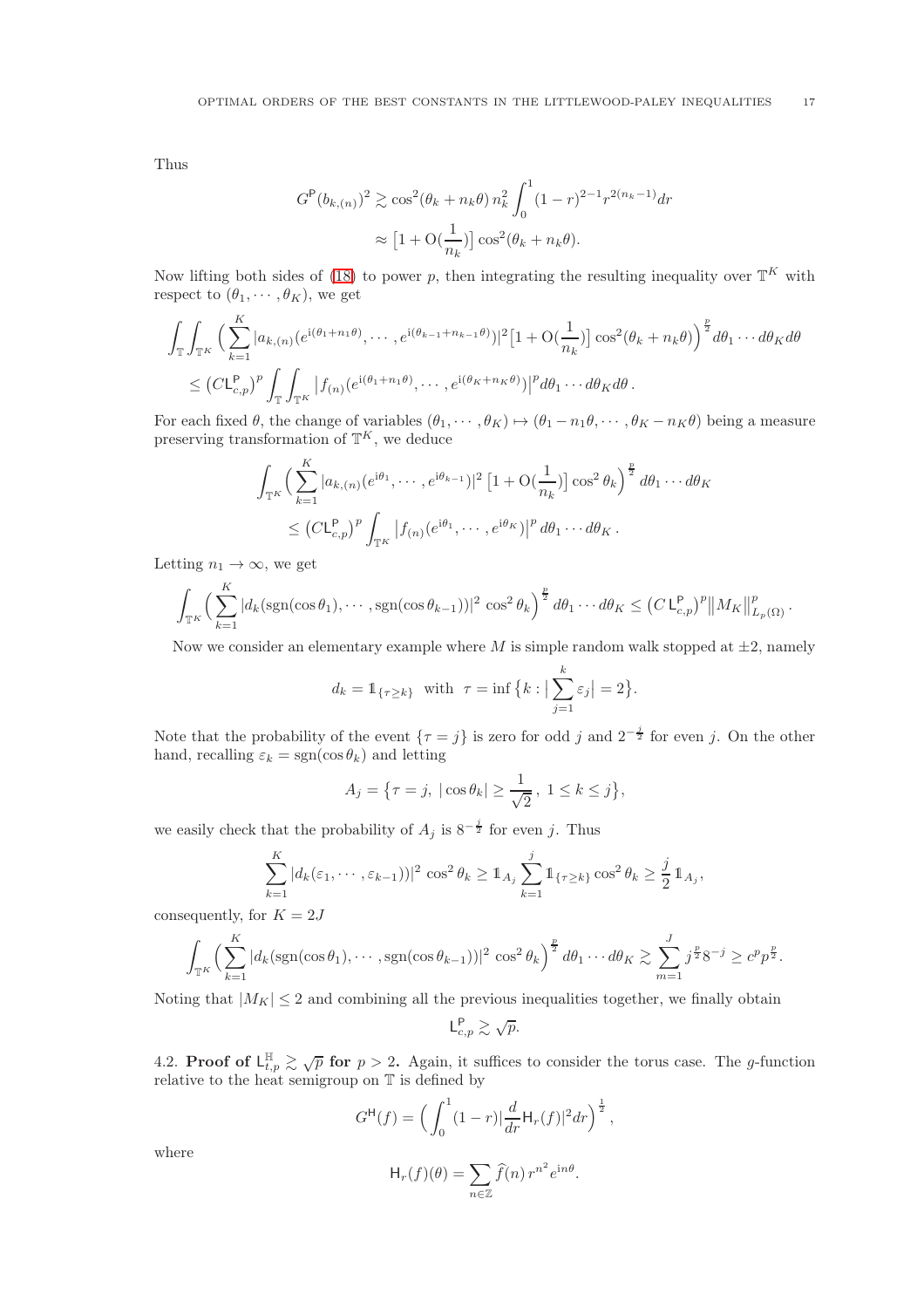Thus

$$
\begin{aligned}
G^{\mathsf{P}}(b_{k,(n)})^2 &\gtrsim \cos^2(\theta_k + n_k\theta)\, n_k^2 \int_0^1 (1-r)^{2-1} r^{2(n_k-1)} dr \\
&\approx \big[1 + \mathrm{O}(\frac{1}{n_k})\big] \cos^2(\theta_k + n_k\theta).
\end{aligned}
$$

Now lifting both sides of (18) to power $p$, then integrating the resulting inequality over $\mathbb{T}^K$ with respect to $(\theta_1, \cdots, \theta_K)$, we get

$$
\begin{aligned}
&\int_{\mathbb{T}} \int_{\mathbb{T}^K} \Big( \sum_{k=1}^K |a_{k,(n)}(e^{\mathrm{i}(\theta_1+n_1\theta)}, \cdots, e^{\mathrm{i}(\theta_{k-1}+n_{k-1}\theta)})|^2 \big[1 + \mathrm{O}(\frac{1}{n_k})\big] \cos^2(\theta_k + n_k\theta) \Big)^{\frac{p}{2}} d\theta_1 \cdots d\theta_K d\theta \\
&\quad \le \big(C\mathsf{L}^{\mathsf{P}}_{c,p}\big)^p \int_{\mathbb{T}} \int_{\mathbb{T}^K} \big| f_{(n)}(e^{\mathrm{i}(\theta_1+n_1\theta)}, \cdots, e^{\mathrm{i}(\theta_K+n_K\theta)}) \big|^p d\theta_1 \cdots d\theta_K d\theta \,.
\end{aligned}
$$

For each fixed $\theta$, the change of variables $(\theta_1, \cdots, \theta_K) \mapsto (\theta_1 - n_1\theta, \cdots, \theta_K - n_K\theta)$ being a measure preserving transformation of $\mathbb{T}^K$, we deduce

$$
\begin{aligned}
&\int_{\mathbb{T}^K} \Big( \sum_{k=1}^K |a_{k,(n)}(e^{\mathrm{i}\theta_1}, \cdots, e^{\mathrm{i}\theta_{k-1}})|^2 \, \big[1 + \mathrm{O}(\frac{1}{n_k})\big] \cos^2\theta_k \Big)^{\frac{p}{2}} d\theta_1 \cdots d\theta_K \\
&\quad \le \big(C\mathsf{L}^{\mathsf{P}}_{c,p}\big)^p \int_{\mathbb{T}^K} \big| f_{(n)}(e^{\mathrm{i}\theta_1}, \cdots, e^{\mathrm{i}\theta_K}) \big|^p \, d\theta_1 \cdots d\theta_K \,.
\end{aligned}
$$

Letting $n_1 \to \infty$, we get

$$
\int_{\mathbb{T}^K} \Big( \sum_{k=1}^K |d_k(\mathrm{sgn}(\cos\theta_1), \cdots, \mathrm{sgn}(\cos\theta_{k-1}))|^2 \, \cos^2\theta_k \Big)^{\frac{p}{2}} d\theta_1 \cdots d\theta_K \le \big(C\,\mathsf{L}^{\mathsf{P}}_{c,p}\big)^p \big\| M_K \big\|^p_{L_p(\Omega)} \,.
$$

Now we consider an elementary example where $M$ is simple random walk stopped at $\pm 2$, namely

$$
d_k = \mathbb{1}_{\{\tau \ge k\}} \;\text{ with }\; \tau = \inf\big\{k : \big|\sum_{j=1}^k \varepsilon_j\big| = 2\big\}.
$$

Note that the probability of the event $\{\tau = j\}$ is zero for odd $j$ and $2^{-\frac{j}{2}}$ for even $j$. On the other hand, recalling $\varepsilon_k = \mathrm{sgn}(\cos\theta_k)$ and letting

$$
A_j = \big\{\tau = j,\; |\cos\theta_k| \ge \frac{1}{\sqrt{2}},\; 1 \le k \le j\big\},
$$

we easily check that the probability of $A_j$ is $8^{-\frac{j}{2}}$ for even $j$. Thus

$$
\sum_{k=1}^K |d_k(\varepsilon_1, \cdots, \varepsilon_{k-1}))|^2 \, \cos^2\theta_k \ge \mathbb{1}_{A_j} \sum_{k=1}^j \mathbb{1}_{\{\tau \ge k\}} \cos^2\theta_k \ge \frac{j}{2}\,\mathbb{1}_{A_j},
$$

consequently, for $K = 2J$

$$
\int_{\mathbb{T}^K} \Big( \sum_{k=1}^K |d_k(\mathrm{sgn}(\cos\theta_1), \cdots, \mathrm{sgn}(\cos\theta_{k-1}))|^2 \, \cos^2\theta_k \Big)^{\frac{p}{2}} d\theta_1 \cdots d\theta_K \gtrsim \sum_{m=1}^J j^{\frac{p}{2}} 8^{-j} \ge c^p p^{\frac{p}{2}}.
$$

Noting that $|M_K| \le 2$ and combining all the previous inequalities together, we finally obtain

$$
\mathsf{L}^{\mathsf{P}}_{c,p} \gtrsim \sqrt{p}.
$$

4.2. **Proof of $\mathsf{L}^{\mathbb{H}}_{t,p} \gtrsim \sqrt{p}$ for $p > 2$.** Again, it suffices to consider the torus case. The $g$-function relative to the heat semigroup on $\mathbb{T}$ is defined by

$$
G^{\mathsf{H}}(f) = \Big( \int_0^1 (1-r) \big| \frac{d}{dr} \mathsf{H}_r(f) \big|^2 dr \Big)^{\frac{1}{2}},
$$

where

$$
\mathsf{H}_r(f)(\theta) = \sum_{n \in \mathbb{Z}} \widehat{f}(n)\, r^{n^2} e^{\mathrm{i}n\theta}.
$$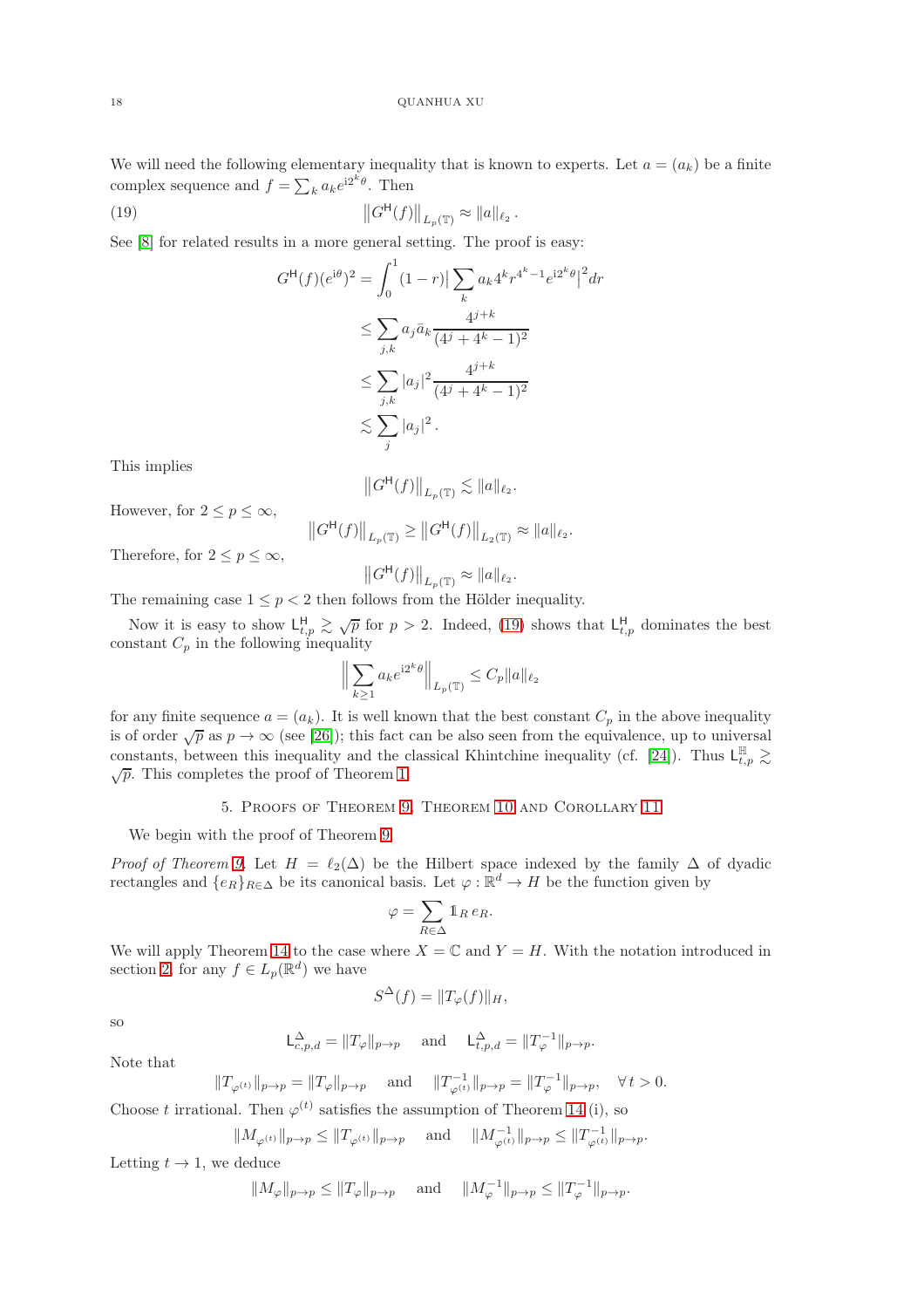We will need the following elementary inequality that is known to experts. Let $a = (a_k)$ be a finite complex sequence and $f = \sum_k a_k e^{\mathrm{i}2^k\theta}$. Then

$$\big\|G^{\mathsf{H}}(f)\big\|_{L_p(\mathbb{T})} \approx \|a\|_{\ell_2}\,. \tag{19}$$

See [8] for related results in a more general setting. The proof is easy:

$$
\begin{aligned}
G^{\mathsf{H}}(f)(e^{\mathrm{i}\theta})^2 &= \int_0^1 (1-r)\big|\sum_k a_k 4^k r^{4^k-1} e^{\mathrm{i}2^k\theta}\big|^2 dr\\
&\le \sum_{j,k} a_j \bar{a}_k \frac{4^{j+k}}{(4^j+4^k-1)^2}\\
&\le \sum_{j,k} |a_j|^2 \frac{4^{j+k}}{(4^j+4^k-1)^2}\\
&\lesssim \sum_j |a_j|^2\,.
\end{aligned}
$$

This implies

$$\big\|G^{\mathsf{H}}(f)\big\|_{L_p(\mathbb{T})} \lesssim \|a\|_{\ell_2}.$$

However, for $2 \le p \le \infty$,

$$\big\|G^{\mathsf{H}}(f)\big\|_{L_p(\mathbb{T})} \ge \big\|G^{\mathsf{H}}(f)\big\|_{L_2(\mathbb{T})} \approx \|a\|_{\ell_2}.$$

Therefore, for $2 \le p \le \infty$,

$$\big\|G^{\mathsf{H}}(f)\big\|_{L_p(\mathbb{T})} \approx \|a\|_{\ell_2}.$$

The remaining case $1 \le p < 2$ then follows from the Hölder inequality.

Now it is easy to show $\mathsf{L}^{\mathsf{H}}_{t,p} \gtrsim \sqrt{p}$ for $p > 2$. Indeed, (19) shows that $\mathsf{L}^{\mathsf{H}}_{t,p}$ dominates the best constant $C_p$ in the following inequality

$$\Big\|\sum_{k\ge 1} a_k e^{\mathrm{i}2^k\theta}\Big\|_{L_p(\mathbb{T})} \le C_p \|a\|_{\ell_2}$$

for any finite sequence $a = (a_k)$. It is well known that the best constant $C_p$ in the above inequality is of order $\sqrt{p}$ as $p \to \infty$ (see [26]); this fact can be also seen from the equivalence, up to universal constants, between this inequality and the classical Khintchine inequality (cf. [24]). Thus $\mathsf{L}^{\mathbb{H}}_{t,p} \gtrsim \sqrt{p}$. This completes the proof of Theorem 1.

## 5. Proofs of Theorem 9, Theorem 10 and Corollary 11

We begin with the proof of Theorem 9.

*Proof of Theorem 9.* Let $H = \ell_2(\Delta)$ be the Hilbert space indexed by the family $\Delta$ of dyadic rectangles and $\{e_R\}_{R\in\Delta}$ be its canonical basis. Let $\varphi : \mathbb{R}^d \to H$ be the function given by

$$\varphi = \sum_{R\in\Delta} \mathbb{1}_R\, e_R.$$

We will apply Theorem 14 to the case where $X = \mathbb{C}$ and $Y = H$. With the notation introduced in section 2, for any $f \in L_p(\mathbb{R}^d)$ we have

$$S^{\Delta}(f) = \|T_\varphi(f)\|_H,$$

so

$$\mathsf{L}^{\Delta}_{c,p,d} = \|T_\varphi\|_{p\to p} \quad \text{and} \quad \mathsf{L}^{\Delta}_{t,p,d} = \|T_\varphi^{-1}\|_{p\to p}.$$

Note that

$$\|T_{\varphi^{(t)}}\|_{p\to p} = \|T_\varphi\|_{p\to p} \quad \text{and} \quad \|T^{-1}_{\varphi^{(t)}}\|_{p\to p} = \|T^{-1}_\varphi\|_{p\to p}, \quad \forall\, t > 0.$$

Choose $t$ irrational. Then $\varphi^{(t)}$ satisfies the assumption of Theorem 14 (i), so

$$\|M_{\varphi^{(t)}}\|_{p\to p} \le \|T_{\varphi^{(t)}}\|_{p\to p} \quad \text{and} \quad \|M^{-1}_{\varphi^{(t)}}\|_{p\to p} \le \|T^{-1}_{\varphi^{(t)}}\|_{p\to p}.$$

Letting $t \to 1$, we deduce

$$\|M_\varphi\|_{p\to p} \le \|T_\varphi\|_{p\to p} \quad \text{and} \quad \|M^{-1}_\varphi\|_{p\to p} \le \|T^{-1}_\varphi\|_{p\to p}.$$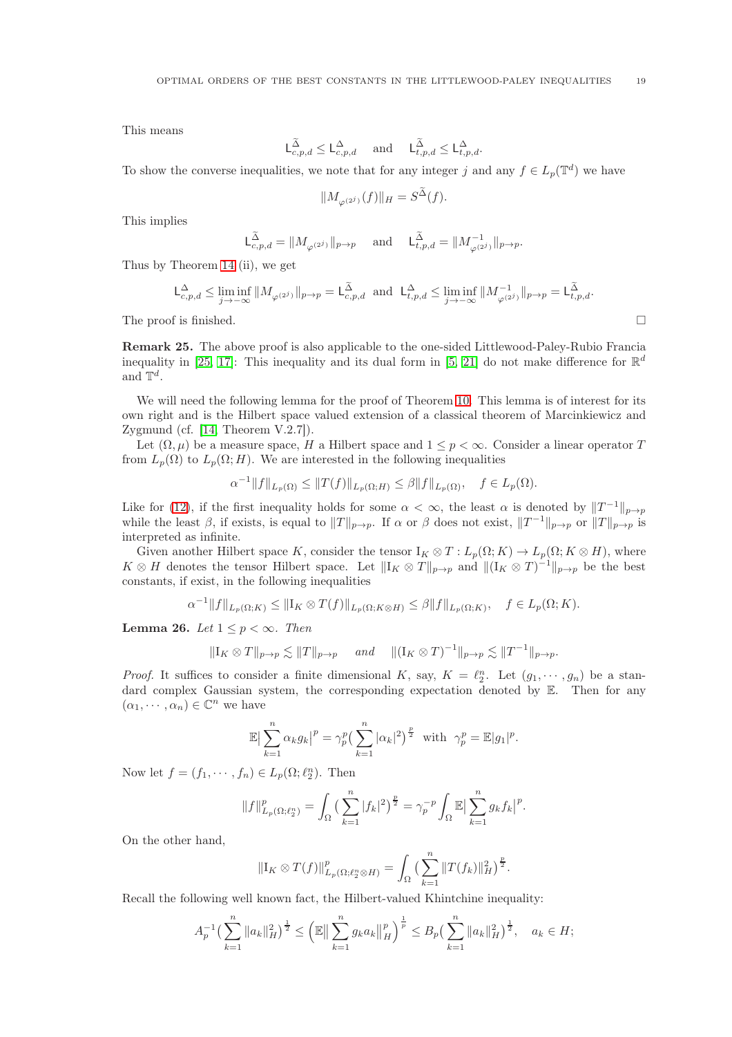This means

$$\mathsf{L}^{\widetilde{\Delta}}_{c,p,d} \le \mathsf{L}^{\Delta}_{c,p,d} \quad \text{and} \quad \mathsf{L}^{\widetilde{\Delta}}_{t,p,d} \le \mathsf{L}^{\Delta}_{t,p,d}.$$

To show the converse inequalities, we note that for any integer $j$ and any $f \in L_p(\mathbb{T}^d)$ we have

$$\|M_{\varphi^{(2^j)}}(f)\|_H = S^{\widetilde{\Delta}}(f).$$

This implies

$$\mathsf{L}^{\widetilde{\Delta}}_{c,p,d} = \|M_{\varphi^{(2^j)}}\|_{p\to p} \quad \text{and} \quad \mathsf{L}^{\widetilde{\Delta}}_{t,p,d} = \|M^{-1}_{\varphi^{(2^j)}}\|_{p\to p}.$$

Thus by Theorem 14 (ii), we get

$$\mathsf{L}^{\Delta}_{c,p,d} \le \liminf_{j\to-\infty} \|M_{\varphi^{(2^j)}}\|_{p\to p} = \mathsf{L}^{\widetilde{\Delta}}_{c,p,d} \;\text{ and }\; \mathsf{L}^{\Delta}_{t,p,d} \le \liminf_{j\to-\infty} \|M^{-1}_{\varphi^{(2^j)}}\|_{p\to p} = \mathsf{L}^{\widetilde{\Delta}}_{t,p,d}.$$

The proof is finished. □

**Remark 25.** The above proof is also applicable to the one-sided Littlewood-Paley-Rubio Francia inequality in [25, 17]: This inequality and its dual form in [5, 21] do not make difference for $\mathbb{R}^d$ and $\mathbb{T}^d$.

We will need the following lemma for the proof of Theorem 10. This lemma is of interest for its own right and is the Hilbert space valued extension of a classical theorem of Marcinkiewicz and Zygmund (cf. [14, Theorem V.2.7]).

Let $(\Omega, \mu)$ be a measure space, $H$ a Hilbert space and $1 \le p < \infty$. Consider a linear operator $T$ from $L_p(\Omega)$ to $L_p(\Omega; H)$. We are interested in the following inequalities

$$\alpha^{-1}\|f\|_{L_p(\Omega)} \le \|T(f)\|_{L_p(\Omega;H)} \le \beta\|f\|_{L_p(\Omega)}, \quad f \in L_p(\Omega).$$

Like for (12), if the first inequality holds for some $\alpha < \infty$, the least $\alpha$ is denoted by $\|T^{-1}\|_{p\to p}$ while the least $\beta$, if exists, is equal to $\|T\|_{p\to p}$. If $\alpha$ or $\beta$ does not exist, $\|T^{-1}\|_{p\to p}$ or $\|T\|_{p\to p}$ is interpreted as infinite.

Given another Hilbert space $K$, consider the tensor $\mathrm{I}_K \otimes T : L_p(\Omega; K) \to L_p(\Omega; K \otimes H)$, where $K \otimes H$ denotes the tensor Hilbert space. Let $\|\mathrm{I}_K \otimes T\|_{p\to p}$ and $\|(\mathrm{I}_K \otimes T)^{-1}\|_{p\to p}$ be the best constants, if exist, in the following inequalities

$$\alpha^{-1}\|f\|_{L_p(\Omega;K)} \le \|\mathrm{I}_K \otimes T(f)\|_{L_p(\Omega;K\otimes H)} \le \beta\|f\|_{L_p(\Omega;K)}, \quad f \in L_p(\Omega; K).$$

**Lemma 26.** *Let $1 \le p < \infty$. Then*

$$\|\mathrm{I}_K \otimes T\|_{p\to p} \lesssim \|T\|_{p\to p} \quad \textit{and} \quad \|(\mathrm{I}_K \otimes T)^{-1}\|_{p\to p} \lesssim \|T^{-1}\|_{p\to p}.$$

*Proof.* It suffices to consider a finite dimensional $K$, say, $K = \ell_2^n$. Let $(g_1, \cdots, g_n)$ be a standard complex Gaussian system, the corresponding expectation denoted by $\mathbb{E}$. Then for any $(\alpha_1, \cdots, \alpha_n) \in \mathbb{C}^n$ we have

$$\mathbb{E}\big|\sum_{k=1}^n \alpha_k g_k\big|^p = \gamma_p^p\big(\sum_{k=1}^n |\alpha_k|^2\big)^{\frac{p}{2}} \;\text{ with }\; \gamma_p^p = \mathbb{E}|g_1|^p.$$

Now let $f = (f_1, \cdots, f_n) \in L_p(\Omega; \ell_2^n)$. Then

$$\|f\|^p_{L_p(\Omega;\ell_2^n)} = \int_\Omega \big(\sum_{k=1}^n |f_k|^2\big)^{\frac{p}{2}} = \gamma_p^{-p}\int_\Omega \mathbb{E}\big|\sum_{k=1}^n g_k f_k\big|^p.$$

On the other hand,

$$\|\mathrm{I}_K \otimes T(f)\|^p_{L_p(\Omega;\ell_2^n\otimes H)} = \int_\Omega \big(\sum_{k=1}^n \|T(f_k)\|_H^2\big)^{\frac{p}{2}}.$$

Recall the following well known fact, the Hilbert-valued Khintchine inequality:

$$A_p^{-1}\big(\sum_{k=1}^n \|a_k\|_H^2\big)^{\frac12} \le \Big(\mathbb{E}\big\|\sum_{k=1}^n g_k a_k\big\|_H^p\Big)^{\frac1p} \le B_p\big(\sum_{k=1}^n \|a_k\|_H^2\big)^{\frac12}, \quad a_k \in H;$$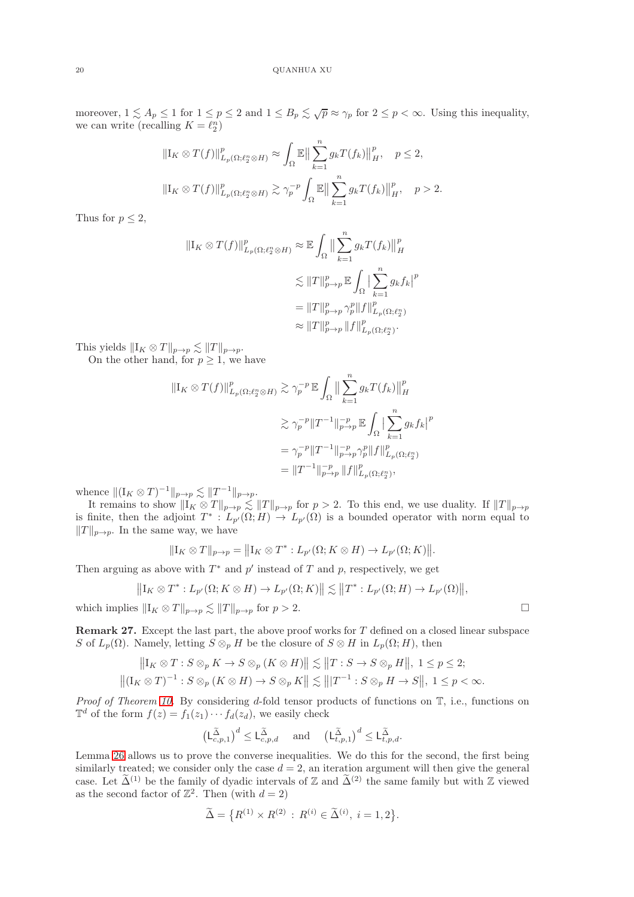moreover, $1 \lesssim A_p \le 1$ for $1 \le p \le 2$ and $1 \le B_p \lesssim \sqrt{p} \approx \gamma_p$ for $2 \le p < \infty$. Using this inequality, we can write (recalling $K = \ell_2^n$)

$$\|\mathrm{I}_K \otimes T(f)\|^p_{L_p(\Omega;\ell_2^n\otimes H)} \approx \int_\Omega \mathbb{E}\Big\|\sum_{k=1}^n g_k T(f_k)\Big\|_H^p, \quad p \le 2,$$

$$\|\mathrm{I}_K \otimes T(f)\|^p_{L_p(\Omega;\ell_2^n\otimes H)} \gtrsim \gamma_p^{-p}\int_\Omega \mathbb{E}\Big\|\sum_{k=1}^n g_k T(f_k)\Big\|_H^p, \quad p > 2.$$

Thus for $p \le 2$,

$$\begin{aligned}
\|\mathrm{I}_K \otimes T(f)\|^p_{L_p(\Omega;\ell_2^n\otimes H)} &\approx \mathbb{E}\int_\Omega \Big\|\sum_{k=1}^n g_k T(f_k)\Big\|_H^p \\
&\lesssim \|T\|^p_{p\to p}\,\mathbb{E}\int_\Omega \Big|\sum_{k=1}^n g_k f_k\Big|^p \\
&= \|T\|^p_{p\to p}\,\gamma_p^p \|f\|^p_{L_p(\Omega;\ell_2^n)} \\
&\approx \|T\|^p_{p\to p}\,\|f\|^p_{L_p(\Omega;\ell_2^n)}.
\end{aligned}$$

This yields $\|\mathrm{I}_K \otimes T\|_{p\to p} \lesssim \|T\|_{p\to p}$.

On the other hand, for $p \ge 1$, we have

$$\begin{aligned}
\|\mathrm{I}_K \otimes T(f)\|^p_{L_p(\Omega;\ell_2^n\otimes H)} &\gtrsim \gamma_p^{-p}\,\mathbb{E}\int_\Omega \Big\|\sum_{k=1}^n g_k T(f_k)\Big\|_H^p \\
&\gtrsim \gamma_p^{-p}\|T^{-1}\|^{-p}_{p\to p}\,\mathbb{E}\int_\Omega \Big|\sum_{k=1}^n g_k f_k\Big|^p \\
&= \gamma_p^{-p}\|T^{-1}\|^{-p}_{p\to p}\,\gamma_p^p \|f\|^p_{L_p(\Omega;\ell_2^n)} \\
&= \|T^{-1}\|^{-p}_{p\to p}\,\|f\|^p_{L_p(\Omega;\ell_2^n)},
\end{aligned}$$

whence $\|(\mathrm{I}_K \otimes T)^{-1}\|_{p\to p} \lesssim \|T^{-1}\|_{p\to p}$.

It remains to show $\|\mathrm{I}_K \otimes T\|_{p\to p} \lesssim \|T\|_{p\to p}$ for $p > 2$. To this end, we use duality. If $\|T\|_{p\to p}$ is finite, then the adjoint $T^* : L_{p'}(\Omega;H) \to L_{p'}(\Omega)$ is a bounded operator with norm equal to $\|T\|_{p\to p}$. In the same way, we have

$$\|\mathrm{I}_K \otimes T\|_{p\to p} = \big\|\mathrm{I}_K \otimes T^* : L_{p'}(\Omega;K\otimes H) \to L_{p'}(\Omega;K)\big\|.$$

Then arguing as above with $T^*$ and $p'$ instead of $T$ and $p$, respectively, we get

$$\big\|\mathrm{I}_K \otimes T^* : L_{p'}(\Omega;K\otimes H) \to L_{p'}(\Omega;K)\big\| \lesssim \big\|T^* : L_{p'}(\Omega;H) \to L_{p'}(\Omega)\big\|,$$

which implies $\|\mathrm{I}_K \otimes T\|_{p\to p} \lesssim \|T\|_{p\to p}$ for $p > 2$. □

**Remark 27.** Except the last part, the above proof works for $T$ defined on a closed linear subspace $S$ of $L_p(\Omega)$. Namely, letting $S \otimes_p H$ be the closure of $S \otimes H$ in $L_p(\Omega;H)$, then

$$\begin{aligned}
\big\|\mathrm{I}_K \otimes T : S\otimes_p K \to S\otimes_p (K\otimes H)\big\| &\lesssim \big\|T : S \to S\otimes_p H\big\|,\ 1 \le p \le 2;\\
\big\|(\mathrm{I}_K \otimes T)^{-1} : S\otimes_p (K\otimes H) \to S\otimes_p K\big\| &\lesssim \big\||T^{-1} : S\otimes_p H \to S\big\|,\ 1 \le p < \infty.
\end{aligned}$$

*Proof of Theorem 10.* By considering $d$-fold tensor products of functions on $\mathbb{T}$, i.e., functions on $\mathbb{T}^d$ of the form $f(z) = f_1(z_1)\cdots f_d(z_d)$, we easily check

$$\big(\mathsf{L}^{\widetilde{\Delta}}_{c,p,1}\big)^d \le \mathsf{L}^{\widetilde{\Delta}}_{c,p,d} \quad \text{and} \quad \big(\mathsf{L}^{\widetilde{\Delta}}_{t,p,1}\big)^d \le \mathsf{L}^{\widetilde{\Delta}}_{t,p,d}.$$

Lemma 26 allows us to prove the converse inequalities. We do this for the second, the first being similarly treated; we consider only the case $d = 2$, an iteration argument will then give the general case. Let $\widetilde{\Delta}^{(1)}$ be the family of dyadic intervals of $\mathbb{Z}$ and $\widetilde{\Delta}^{(2)}$ the same family but with $\mathbb{Z}$ viewed as the second factor of $\mathbb{Z}^2$. Then (with $d = 2$)

$$\widetilde{\Delta} = \big\{R^{(1)} \times R^{(2)} \,:\, R^{(i)} \in \widetilde{\Delta}^{(i)},\ i = 1, 2\big\}.$$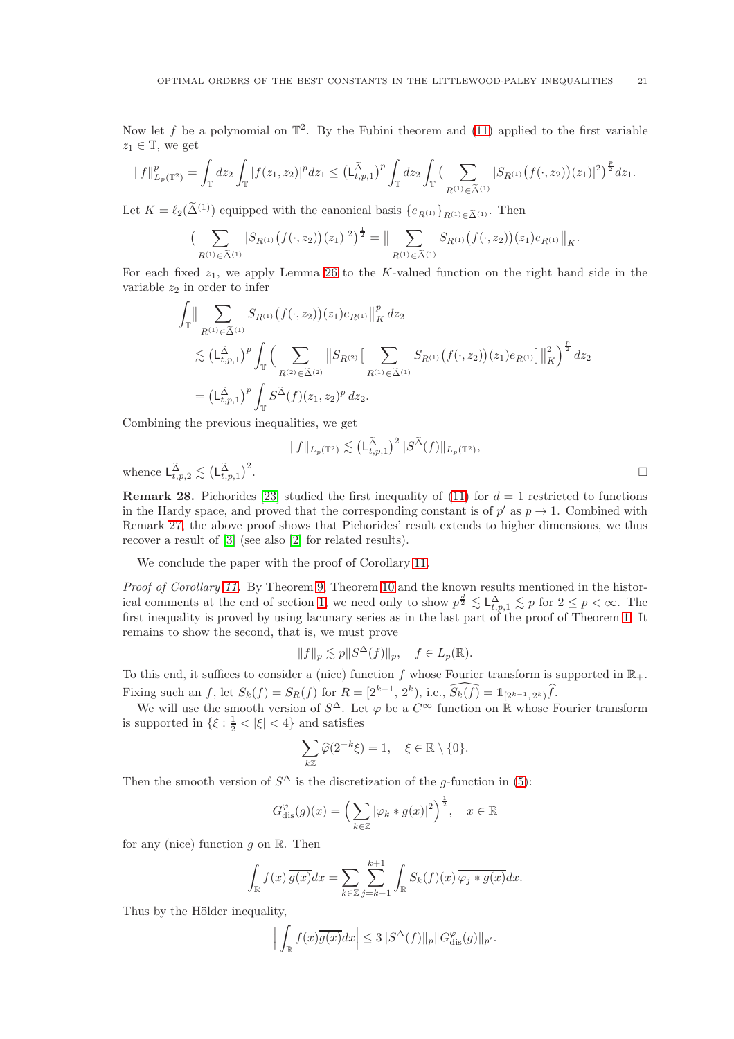Now let $f$ be a polynomial on $\mathbb{T}^2$. By the Fubini theorem and (11) applied to the first variable $z_1 \in \mathbb{T}$, we get

$$\|f\|_{L_p(\mathbb{T}^2)}^p = \int_{\mathbb{T}} dz_2 \int_{\mathbb{T}} |f(z_1, z_2)|^p dz_1 \le \big(\mathsf{L}_{t,p,1}^{\widetilde{\Delta}}\big)^p \int_{\mathbb{T}} dz_2 \int_{\mathbb{T}} \Big( \sum_{R^{(1)} \in \widetilde{\Delta}^{(1)}} |S_{R^{(1)}}\big(f(\cdot, z_2)\big)(z_1)|^2 \Big)^{\frac{p}{2}} dz_1.$$

Let $K = \ell_2(\widetilde{\Delta}^{(1)})$ equipped with the canonical basis $\{e_{R^{(1)}}\}_{R^{(1)} \in \widetilde{\Delta}^{(1)}}$. Then

$$\Big( \sum_{R^{(1)} \in \widetilde{\Delta}^{(1)}} |S_{R^{(1)}}\big(f(\cdot, z_2)\big)(z_1)|^2 \Big)^{\frac{1}{2}} = \Big\| \sum_{R^{(1)} \in \widetilde{\Delta}^{(1)}} S_{R^{(1)}}\big(f(\cdot, z_2)\big)(z_1) e_{R^{(1)}} \Big\|_K.$$

For each fixed $z_1$, we apply Lemma 26 to the $K$-valued function on the right hand side in the variable $z_2$ in order to infer

$$\begin{aligned}
&\int_{\mathbb{T}} \Big\| \sum_{R^{(1)} \in \widetilde{\Delta}^{(1)}} S_{R^{(1)}}\big(f(\cdot, z_2)\big)(z_1) e_{R^{(1)}} \Big\|_K^p dz_2 \\
&\lesssim \big(\mathsf{L}_{t,p,1}^{\widetilde{\Delta}}\big)^p \int_{\mathbb{T}} \Big( \sum_{R^{(2)} \in \widetilde{\Delta}^{(2)}} \Big\| S_{R^{(2)}} \Big[ \sum_{R^{(1)} \in \widetilde{\Delta}^{(1)}} S_{R^{(1)}}\big(f(\cdot, z_2)\big)(z_1) e_{R^{(1)}} \Big] \Big\|_K^2 \Big)^{\frac{p}{2}} dz_2 \\
&= \big(\mathsf{L}_{t,p,1}^{\widetilde{\Delta}}\big)^p \int_{\mathbb{T}} S^{\widetilde{\Delta}}(f)(z_1, z_2)^p \, dz_2.
\end{aligned}$$

Combining the previous inequalities, we get

$$\|f\|_{L_p(\mathbb{T}^2)} \lesssim \big(\mathsf{L}_{t,p,1}^{\widetilde{\Delta}}\big)^2 \|S^{\widetilde{\Delta}}(f)\|_{L_p(\mathbb{T}^2)},$$

whence $\mathsf{L}_{t,p,2}^{\widetilde{\Delta}} \lesssim \big(\mathsf{L}_{t,p,1}^{\widetilde{\Delta}}\big)^2$. □

**Remark 28.** Pichorides [23] studied the first inequality of (11) for $d = 1$ restricted to functions in the Hardy space, and proved that the corresponding constant is of $p'$ as $p \to 1$. Combined with Remark 27, the above proof shows that Pichorides' result extends to higher dimensions, we thus recover a result of [3] (see also [2] for related results).

We conclude the paper with the proof of Corollary 11.

*Proof of Corollary 11.* By Theorem 9, Theorem 10 and the known results mentioned in the historical comments at the end of section 1, we need only to show $p^{\frac{d}{2}} \lesssim \mathsf{L}_{t,p,1}^{\Delta} \lesssim p$ for $2 \le p < \infty$. The first inequality is proved by using lacunary series as in the last part of the proof of Theorem 1. It remains to show the second, that is, we must prove

$$\|f\|_p \lesssim p \|S^{\Delta}(f)\|_p, \quad f \in L_p(\mathbb{R}).$$

To this end, it suffices to consider a (nice) function $f$ whose Fourier transform is supported in $\mathbb{R}_+$. Fixing such an $f$, let $S_k(f) = S_R(f)$ for $R = [2^{k-1}, 2^k)$, i.e., $\widehat{S_k(f)} = \mathbb{1}_{[2^{k-1}, 2^k)} \widehat{f}$.

We will use the smooth version of $S^{\Delta}$. Let $\varphi$ be a $C^{\infty}$ function on $\mathbb{R}$ whose Fourier transform is supported in $\{\xi : \frac{1}{2} < |\xi| < 4\}$ and satisfies

$$\sum_{k\mathbb{Z}} \widehat{\varphi}(2^{-k}\xi) = 1, \quad \xi \in \mathbb{R} \setminus \{0\}.$$

Then the smooth version of $S^{\Delta}$ is the discretization of the $g$-function in (5):

$$G_{\rm dis}^{\varphi}(g)(x) = \Big( \sum_{k \in \mathbb{Z}} |\varphi_k * g(x)|^2 \Big)^{\frac{1}{2}}, \quad x \in \mathbb{R}$$

for any (nice) function $g$ on $\mathbb{R}$. Then

$$\int_{\mathbb{R}} f(x) \overline{g(x)} dx = \sum_{k \in \mathbb{Z}} \sum_{j=k-1}^{k+1} \int_{\mathbb{R}} S_k(f)(x) \overline{\varphi_j * g(x)} dx.$$

Thus by the Hölder inequality,

$$\Big| \int_{\mathbb{R}} f(x) \overline{g(x)} dx \Big| \le 3 \|S^{\Delta}(f)\|_p \|G_{\rm dis}^{\varphi}(g)\|_{p'}.$$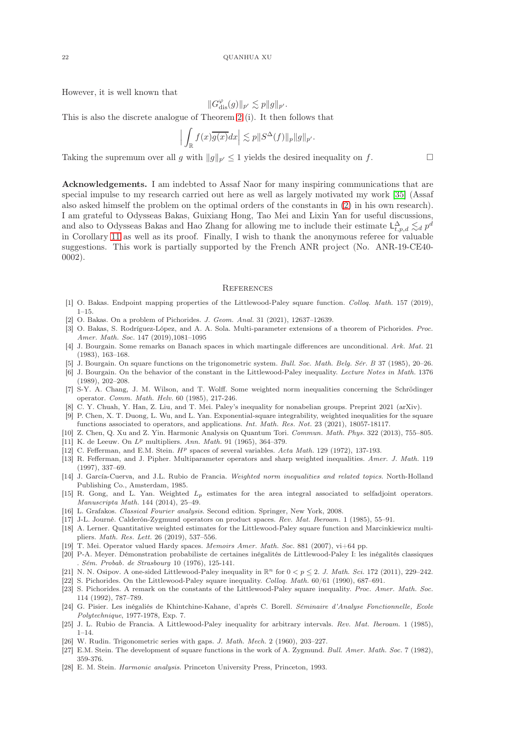However, it is well known that

$$\|G^{\varphi}_{\rm dis}(g)\|_{p'} \lesssim p\|g\|_{p'}.$$

This is also the discrete analogue of Theorem 2 (i). It then follows that

$$\Big|\int_{\mathbb{R}} f(x)\overline{g(x)}dx\Big| \lesssim p\|S^{\Delta}(f)\|_p\|g\|_{p'}.$$

Taking the supremum over all $g$ with $\|g\|_{p'} \le 1$ yields the desired inequality on $f$. □

**Acknowledgements.** I am indebted to Assaf Naor for many inspiring communications that are special impulse to my research carried out here as well as largely motivated my work [35] (Assaf also asked himself the problem on the optimal orders of the constants in (2) in his own research). I am grateful to Odysseas Bakas, Guixiang Hong, Tao Mei and Lixin Yan for useful discussions, and also to Odysseas Bakas and Hao Zhang for allowing me to include their estimate $\mathsf{L}^{\Delta}_{t,p,d} \lesssim_d p^d$ in Corollary 11 as well as its proof. Finally, I wish to thank the anonymous referee for valuable suggestions. This work is partially supported by the French ANR project (No. ANR-19-CE40-0002).

## References

[1] O. Bakas. Endpoint mapping properties of the Littlewood-Paley square function. *Colloq. Math.* 157 (2019), 1–15.

[2] O. Bakas. On a problem of Pichorides. *J. Geom. Anal.* 31 (2021), 12637–12639.

[3] O. Bakas, S. Rodríguez-López, and A. A. Sola. Multi-parameter extensions of a theorem of Pichorides. *Proc. Amer. Math. Soc.* 147 (2019),1081–1095

[4] J. Bourgain. Some remarks on Banach spaces in which martingale differences are unconditional. *Ark. Mat.* 21 (1983), 163–168.

[5] J. Bourgain. On square functions on the trigonometric system. *Bull. Soc. Math. Belg. Sér. B* 37 (1985), 20–26.

[6] J. Bourgain. On the behavior of the constant in the Littlewood-Paley inequality. *Lecture Notes in Math.* 1376 (1989), 202–208.

[7] S-Y. A. Chang, J. M. Wilson, and T. Wolff. Some weighted norm inequalities concerning the Schrödinger operator. *Comm. Math. Helv.* 60 (1985), 217-246.

[8] C. Y. Chuah, Y. Han, Z. Liu, and T. Mei. Paley's inequality for nonabelian groups. Preprint 2021 (arXiv).

[9] P. Chen, X. T. Duong, L. Wu, and L. Yan. Exponential-square integrability, weighted inequalities for the square functions associated to operators, and applications. *Int. Math. Res. Not.* 23 (2021), 18057-18117.

[10] Z. Chen, Q. Xu and Z. Yin. Harmonic Analysis on Quantum Tori. *Commun. Math. Phys.* 322 (2013), 755–805.

[11] K. de Leeuw. On $L^p$ multipliers. *Ann. Math.* 91 (1965), 364–379.

[12] C. Fefferman, and E.M. Stein. $H^p$ spaces of several variables. *Acta Math.* 129 (1972), 137-193.

[13] R. Fefferman, and J. Pipher. Multiparameter operators and sharp weighted inequalities. *Amer. J. Math.* 119 (1997), 337–69.

[14] J. García-Cuerva, and J.L. Rubio de Francia. *Weighted norm inequalities and related topics*. North-Holland Publishing Co., Amsterdam, 1985.

[15] R. Gong, and L. Yan. Weighted $L_p$ estimates for the area integral associated to selfadjoint operators. *Manuscripta Math.* 144 (2014), 25–49.

[16] L. Grafakos. *Classical Fourier analysis*. Second edition. Springer, New York, 2008.

[17] J-L. Journé. Calderón-Zygmund operators on product spaces. *Rev. Mat. Iberoam.* 1 (1985), 55–91.

[18] A. Lerner. Quantitative weighted estimates for the Littlewood-Paley square function and Marcinkiewicz multipliers. *Math. Res. Lett.* 26 (2019), 537–556.

[19] T. Mei. Operator valued Hardy spaces. *Memoirs Amer. Math. Soc.* 881 (2007), vi+64 pp.

[20] P-A. Meyer. Démonstration probabiliste de certaines inégalités de Littlewood-Paley I: les inégalités classiques . *Sém. Probab. de Strasbourg* 10 (1976), 125-141.

[21] N. N. Osipov. A one-sided Littlewood-Paley inequality in $\mathbb{R}^n$ for $0 < p \le 2$. *J. Math. Sci.* 172 (2011), 229–242.

[22] S. Pichorides. On the Littlewood-Paley square inequality. *Colloq. Math.* 60/61 (1990), 687–691.

[23] S. Pichorides. A remark on the constants of the Littlewood-Paley square inequality. *Proc. Amer. Math. Soc.* 114 (1992), 787–789.

[24] G. Pisier. Les inégaliés de Khintchine-Kahane, d'après C. Borell. *Séminaire d'Analyse Fonctionnelle, Ecole Polytechnique*, 1977-1978, Exp. 7.

[25] J. L. Rubio de Francia. A Littlewood-Paley inequality for arbitrary intervals. *Rev. Mat. Iberoam.* 1 (1985), 1–14.

[26] W. Rudin. Trigonometric series with gaps. *J. Math. Mech.* 2 (1960), 203–227.

[27] E.M. Stein. The development of square functions in the work of A. Zygmund. *Bull. Amer. Math. Soc.* 7 (1982), 359-376.

[28] E. M. Stein. *Harmonic analysis*. Princeton University Press, Princeton, 1993.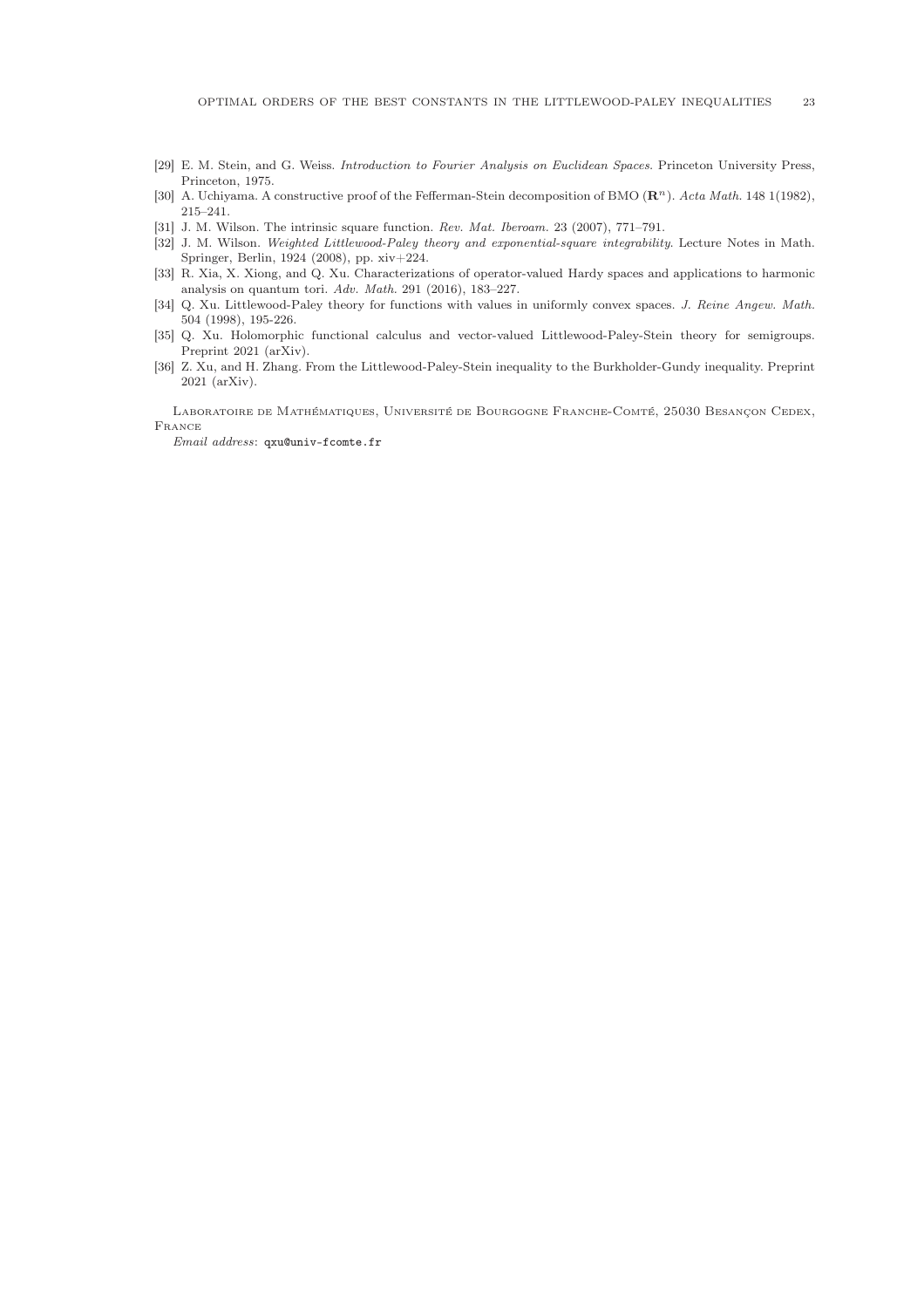[29] E. M. Stein, and G. Weiss. *Introduction to Fourier Analysis on Euclidean Spaces*. Princeton University Press, Princeton, 1975.

[30] A. Uchiyama. A constructive proof of the Fefferman-Stein decomposition of BMO ($\mathbf{R}^n$). *Acta Math.* 148 1(1982), 215–241.

[31] J. M. Wilson. The intrinsic square function. *Rev. Mat. Iberoam.* 23 (2007), 771–791.

[32] J. M. Wilson. *Weighted Littlewood-Paley theory and exponential-square integrability*. Lecture Notes in Math. Springer, Berlin, 1924 (2008), pp. xiv+224.

[33] R. Xia, X. Xiong, and Q. Xu. Characterizations of operator-valued Hardy spaces and applications to harmonic analysis on quantum tori. *Adv. Math.* 291 (2016), 183–227.

[34] Q. Xu. Littlewood-Paley theory for functions with values in uniformly convex spaces. *J. Reine Angew. Math.* 504 (1998), 195-226.

[35] Q. Xu. Holomorphic functional calculus and vector-valued Littlewood-Paley-Stein theory for semigroups. Preprint 2021 (arXiv).

[36] Z. Xu, and H. Zhang. From the Littlewood-Paley-Stein inequality to the Burkholder-Gundy inequality. Preprint 2021 (arXiv).

Laboratoire de Mathématiques, Université de Bourgogne Franche-Comté, 25030 Besançon Cedex, France

*Email address*: qxu@univ-fcomte.fr